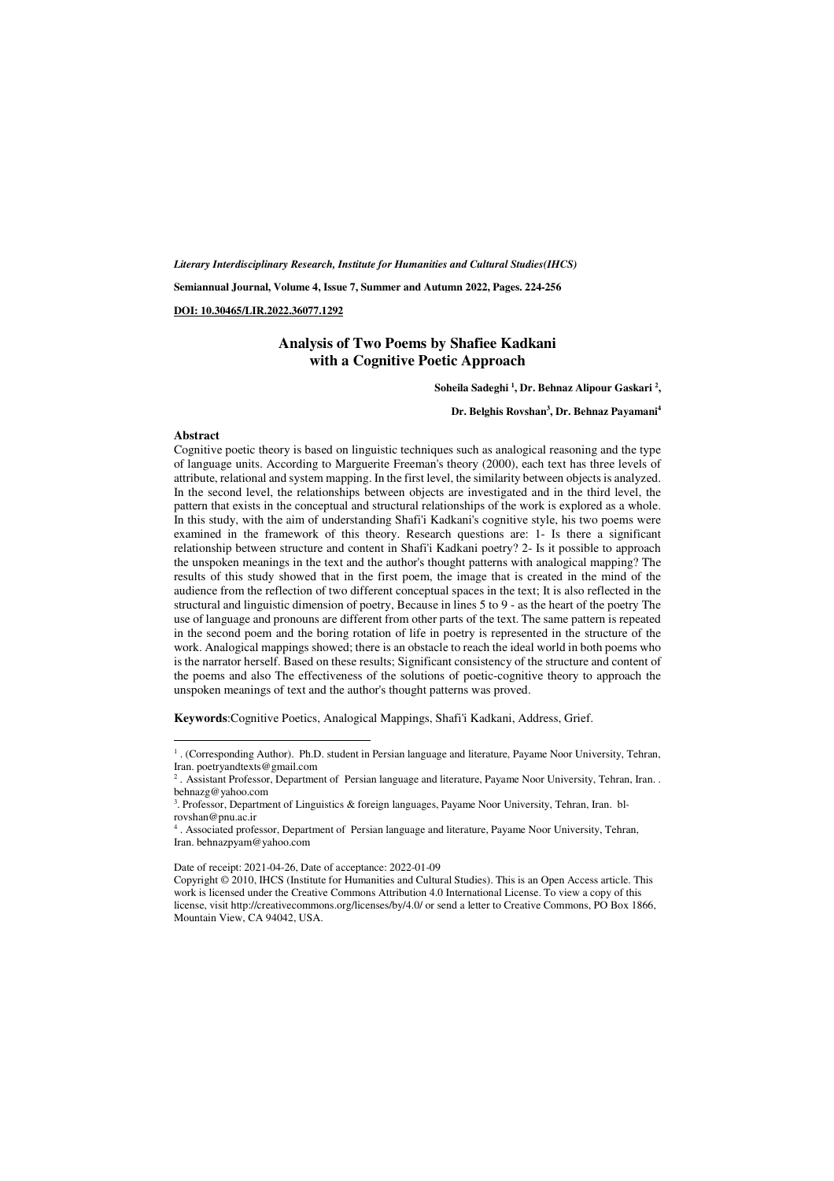*Literary Interdisciplinary Research, Institute for Humanities and Cultural Studies(IHCS)*

**Semiannual Journal, Volume 4, Issue 7, Summer and Autumn 2022, Pages. 224-256**

**DOI: 10.30465/LIR.2022.36077.1292**

# Analysis of Two Poems by Shafiee Kadkani with a Cognitive Poetic Approach

**Soheila Sadeghi [1], Dr. Behnaz Alipour Gaskari [2],**

**Dr. Belghis Rovshan[3], Dr. Behnaz Payamani[4]**

### Abstract

Cognitive poetic theory is based on linguistic techniques such as analogical reasoning and the type of language units. According to Marguerite Freeman's theory (2000), each text has three levels of attribute, relational and system mapping. In the first level, the similarity between objects is analyzed. In the second level, the relationships between objects are investigated and in the third level, the pattern that exists in the conceptual and structural relationships of the work is explored as a whole. In this study, with the aim of understanding Shafi'i Kadkani's cognitive style, his two poems were examined in the framework of this theory. Research questions are: 1- Is there a significant relationship between structure and content in Shafi'i Kadkani poetry? 2- Is it possible to approach the unspoken meanings in the text and the author's thought patterns with analogical mapping? The results of this study showed that in the first poem, the image that is created in the mind of the audience from the reflection of two different conceptual spaces in the text; It is also reflected in the structural and linguistic dimension of poetry, Because in lines 5 to 9 - as the heart of the poetry The use of language and pronouns are different from other parts of the text. The same pattern is repeated in the second poem and the boring rotation of life in poetry is represented in the structure of the work. Analogical mappings showed; there is an obstacle to reach the ideal world in both poems who is the narrator herself. Based on these results; Significant consistency of the structure and content of the poems and also The effectiveness of the solutions of poetic-cognitive theory to approach the unspoken meanings of text and the author's thought patterns was proved.

**Keywords**:Cognitive Poetics, Analogical Mappings, Shafi'i Kadkani, Address, Grief.

---

[1] . (Corresponding Author). Ph.D. student in Persian language and literature, Payame Noor University, Tehran, Iran. poetryandtexts@gmail.com

[2] . Assistant Professor, Department of Persian language and literature, Payame Noor University, Tehran, Iran. . behnazg@yahoo.com

[3]. Professor, Department of Linguistics & foreign languages, Payame Noor University, Tehran, Iran. bl-rovshan@pnu.ac.ir

[4] . Associated professor, Department of Persian language and literature, Payame Noor University, Tehran, Iran. behnazpyam@yahoo.com

Date of receipt: 2021-04-26, Date of acceptance: 2022-01-09

Copyright © 2010, IHCS (Institute for Humanities and Cultural Studies). This is an Open Access article. This work is licensed under the Creative Commons Attribution 4.0 International License. To view a copy of this license, visit http://creativecommons.org/licenses/by/4.0/ or send a letter to Creative Commons, PO Box 1866, Mountain View, CA 94042, USA.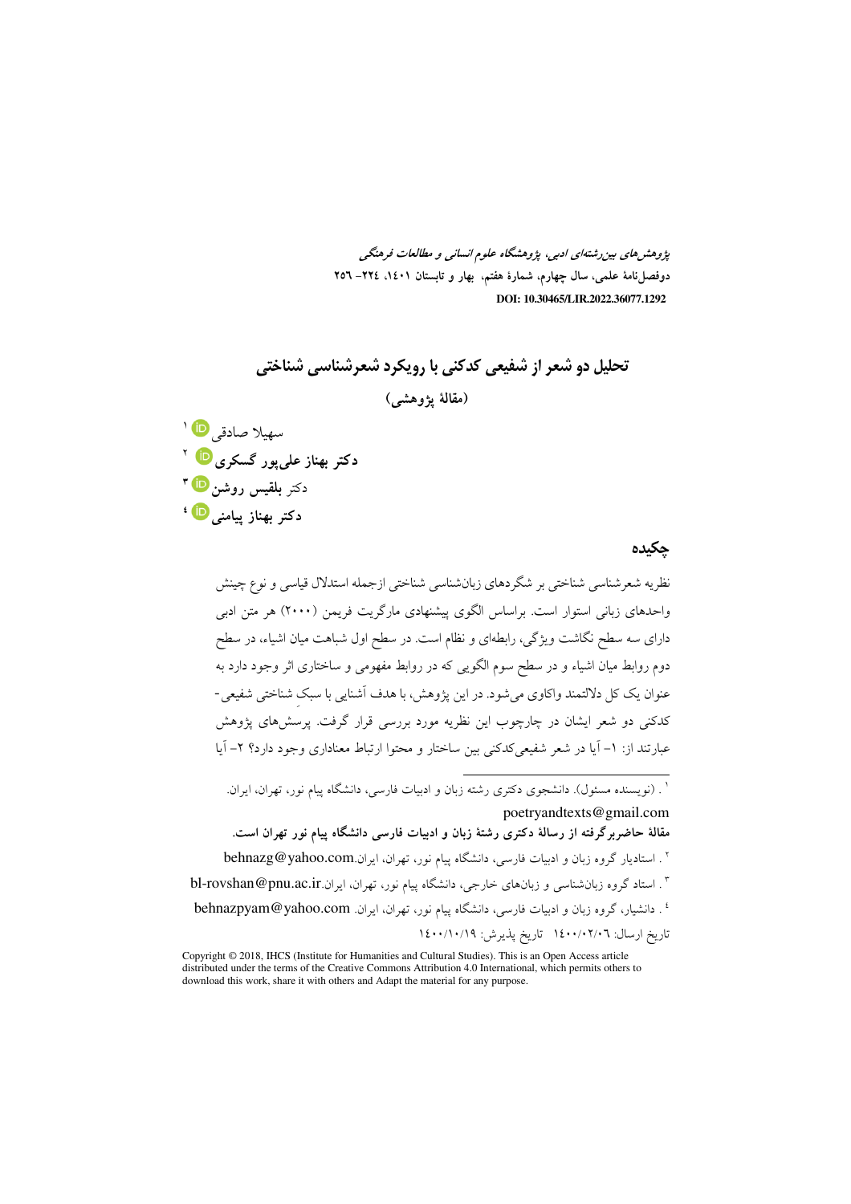# تحلیل دو شعر از شفیعی کدکنی با رویکرد شعرشناسی شناختی

**(مقالهٔ پژوهشی)**

سهیلا صادقی[1]

**دکتر بهناز علی‌پور گسکری**[2]

دکتر **بلقیس روشن**[3]

**دکتر بهناز پیامنی**[4]

## چکیده

نظریه شعرشناسی شناختی بر شگردهای زبان‌شناسی شناختی ازجمله استدلال قیاسی و نوع چینش واحدهای زبانی استوار است. براساس الگوی پیشنهادی مارگریت فریمن (۲۰۰۰) هر متن ادبی دارای سه سطح نگاشت ویژگی، رابطه‌ای و نظام است. در سطح اول شباهت میان اشیاء، در سطح دوم روابط میان اشیاء و در سطح سوم الگویی که در روابط مفهومی و ساختاری اثر وجود دارد به عنوان یک کل دلالتمند واکاوی می‌شود. در این پژوهش، با هدف آشنایی با سبکِ شناختی شفیعی-کدکنی دو شعر ایشان در چارچوب این نظریه مورد بررسی قرار گرفت. پرسش‌های پژوهش عبارتند از: ۱– آیا در شعر شفیعی‌کدکنی بین ساختار و محتوا ارتباط معناداری وجود دارد؟ ۲– آیا

---

[1] . (نویسنده مسئول). دانشجوی دکتری رشته زبان و ادبیات فارسی، دانشگاه پیام نور، تهران، ایران.
poetryandtexts@gmail.com
**مقالهٔ حاضربرگرفته از رسالهٔ دکتری رشتهٔ زبان و ادبیات فارسی دانشگاه پیام نور تهران است.**

[2] . استادیار گروه زبان و ادبیات فارسی، دانشگاه پیام نور، تهران، ایران.behnazg@yahoo.com

[3] . استاد گروه زبان‌شناسی و زبان‌های خارجی، دانشگاه پیام نور، تهران، ایران.bl-rovshan@pnu.ac.ir

[4] . دانشیار، گروه زبان و ادبیات فارسی، دانشگاه پیام نور، تهران، ایران. behnazpyam@yahoo.com

تاریخ ارسال: ۱۴۰۰/۰۲/۰۶ تاریخ پذیرش: ۱۴۰۰/۱۰/۱۹

Copyright © 2018, IHCS (Institute for Humanities and Cultural Studies). This is an Open Access article distributed under the terms of the Creative Commons Attribution 4.0 International, which permits others to download this work, share it with others and Adapt the material for any purpose.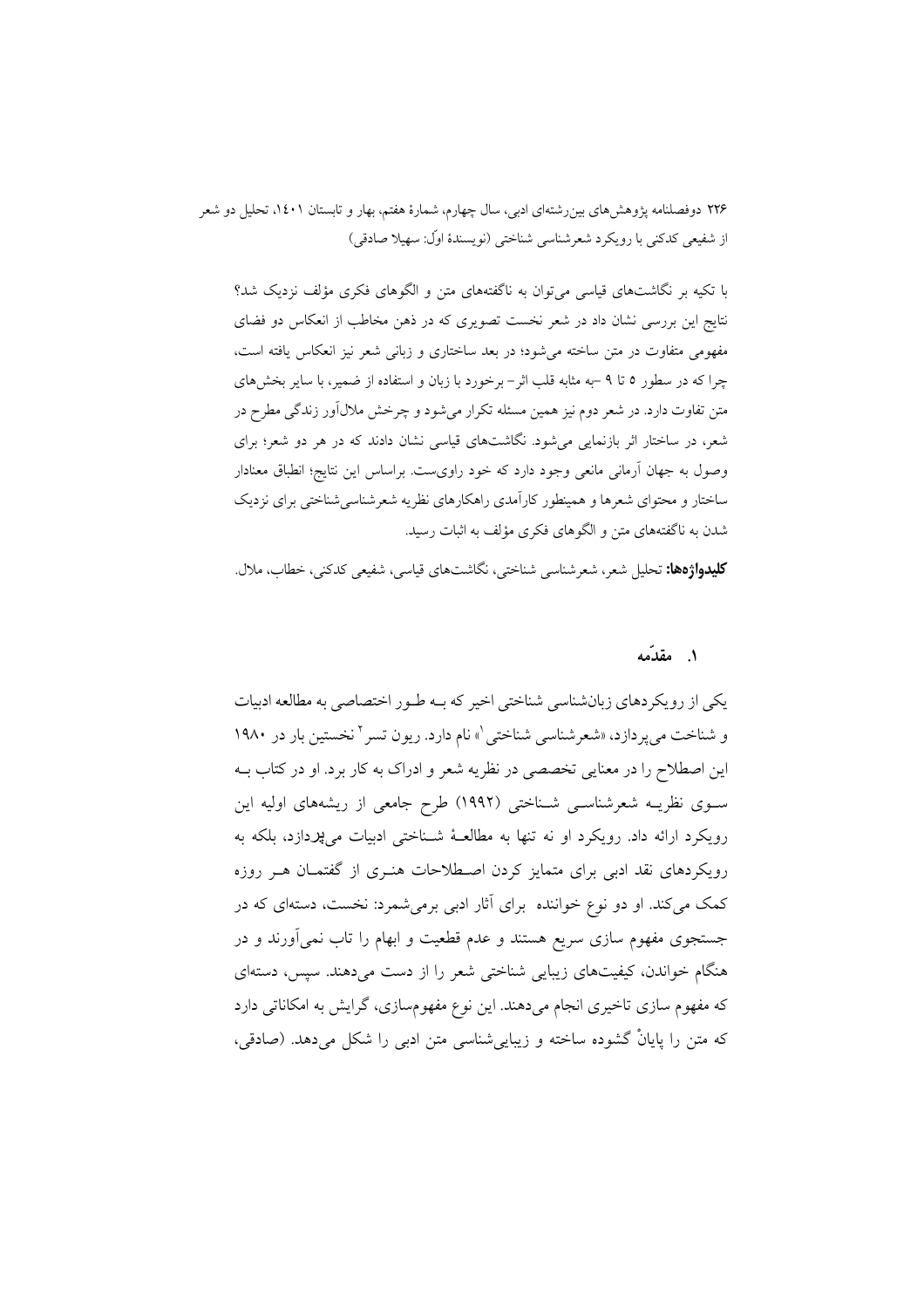با تکیه بر نگاشت‌های قیاسی می‌توان به ناگفته‌های متن و الگوهای فکری مؤلف نزدیک شد؟ نتایج این بررسی نشان داد در شعر نخست تصویری که در ذهن مخاطب از انعکاس دو فضای مفهومی متفاوت در متن ساخته می‌شود؛ در بعد ساختاری و زبانی شعر نیز انعکاس یافته است، چرا که در سطور ۵ تا ۹ –به مثابه قلب اثر– برخورد با زبان و استفاده از ضمیر، با سایر بخش‌های متن تفاوت دارد. در شعر دوم نیز همین مسئله تکرار می‌شود و چرخش ملال‌آور زندگی مطرح در شعر، در ساختار اثر بازنمایی می‌شود. نگاشت‌های قیاسی نشان دادند که در هر دو شعر؛ برای وصول به جهان آرمانی مانعی وجود دارد که خود راوی‌ست. براساس این نتایج؛ انطباق معنادار ساختار و محتوای شعرها و همینطور کارآمدی راهکارهای نظریه شعرشناسی‌شناختی برای نزدیک شدن به ناگفته‌های متن و الگوهای فکری مؤلف به اثبات رسید.

**کلیدواژه‌ها:** تحلیل شعر، شعرشناسی شناختی، نگاشت‌های قیاسی، شفیعی کدکنی، خطاب، ملال.

## ۱. مقدّمه

یکی از رویکردهای زبان‌شناسی شناختی اخیر که به طور اختصاصی به مطالعه ادبیات و شناخت می‌پردازد، «شعرشناسی شناختی[1]» نام دارد. ریون تسر[2] نخستین بار در ۱۹۸۰ این اصطلاح را در معنایی تخصصی در نظریه شعر و ادراک به کار برد. او در کتاب به سوی نظریه شعرشناسی شناختی (۱۹۹۲) طرح جامعی از ریشه‌های اولیه این رویکرد ارائه داد. رویکرد او نه تنها به مطالعهٔ شناختی ادبیات می‌پردازد، بلکه به رویکردهای نقد ادبی برای متمایز کردن اصطلاحات هنری از گفتمان هر روزه کمک می‌کند. او دو نوع خواننده برای آثار ادبی برمی‌شمرد: نخست، دسته‌ای که در جستجوی مفهوم سازی سریع هستند و عدم قطعیت و ابهام را تاب نمی‌آورند و در هنگام خواندن، کیفیت‌های زیبایی شناختی شعر را از دست می‌دهند. سپس، دسته‌ای که مفهوم سازی تاخیری انجام می‌دهند. این نوع مفهوم‌سازی، گرایش به امکاناتی دارد که متن را پایانْ گشوده ساخته و زیبایی‌شناسی متن ادبی را شکل می‌دهد. (صادقی،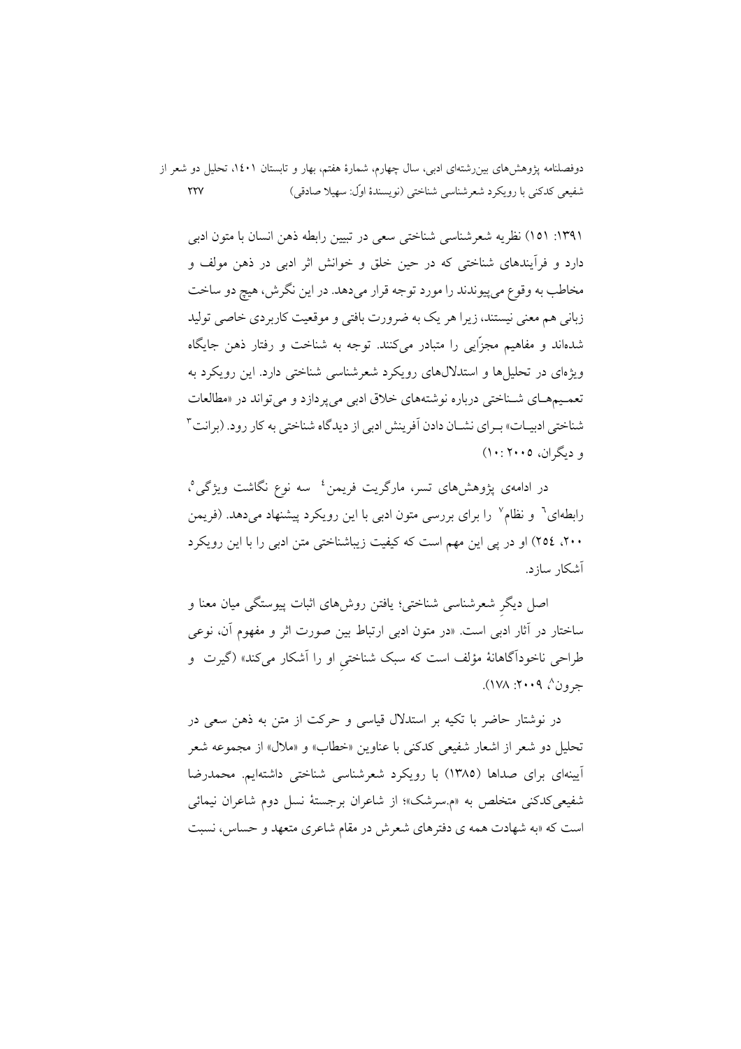۱۳۹۱: ۱۵۱) نظریه شعرشناسی شناختی سعی در تبیین رابطه ذهن انسان با متون ادبی دارد و فرآیندهای شناختی که در حین خلق و خوانش اثر ادبی در ذهن مولف و مخاطب به وقوع می‌پیوندند را مورد توجه قرار می‌دهد. در این نگرش، هیچ دو ساخت زبانی هم معنی نیستند، زیرا هر یک به ضرورت بافتی و موقعیت کاربردی خاصی تولید شده‌اند و مفاهیم مجرّایی را متبادر می‌کنند. توجه به شناخت و رفتار ذهن جایگاه ویژه‌ای در تحلیل‌ها و استدلال‌های رویکرد شعرشناسی شناختی دارد. این رویکرد به تعمـیم‌هـای شـناختی درباره نوشته‌های خلاق ادبی می‌پردازد و می‌تواند در «مطالعات شناختی ادبیـات» بـرای نشـان دادن آفرینش ادبی از دیدگاه شناختی به کار رود. (برانت[3] و دیگران، ۲۰۰۵: ۱۰)

در ادامه‌ی پژوهش‌های تسر، مارگریت فریمن[4] سه نوع نگاشت ویژگی[5]، رابطه‌ای[6] و نظام[7] را برای بررسی متون ادبی با این رویکرد پیشنهاد می‌دهد. (فریمن ۲۰۰، ۲۵٤) او در پی این مهم است که کیفیت زیباشناختی متن ادبی را با این رویکرد آشکار سازد.

اصل دیگرِ شعرشناسی شناختی؛ یافتن روش‌های اثبات پیوستگی میان معنا و ساختار در آثار ادبی است. «در متون ادبی ارتباط بین صورت اثر و مفهوم آن، نوعی طراحی ناخودآگاهانهٔ مؤلف است که سبک شناختیِ او را آشکار می‌کند» (گیرت و جرون[8]، ۲۰۰۹: ۱۷۸).

در نوشتار حاضر با تکیه بر استدلال قیاسی و حرکت از متن به ذهن سعی در تحلیل دو شعر از اشعار شفیعی کدکنی با عناوین «خطاب» و «ملال» از مجموعه شعر آیینه‌ای برای صداها (۱۳۸۵) با رویکرد شعرشناسی شناختی داشته‌ایم. محمدرضا شفیعی‌کدکنی متخلص به «م.سرشک»؛ از شاعران برجستهٔ نسل دوم شاعران نیمائی است که «به شهادت همه ی دفترهای شعرش در مقام شاعری متعهد و حساس، نسبت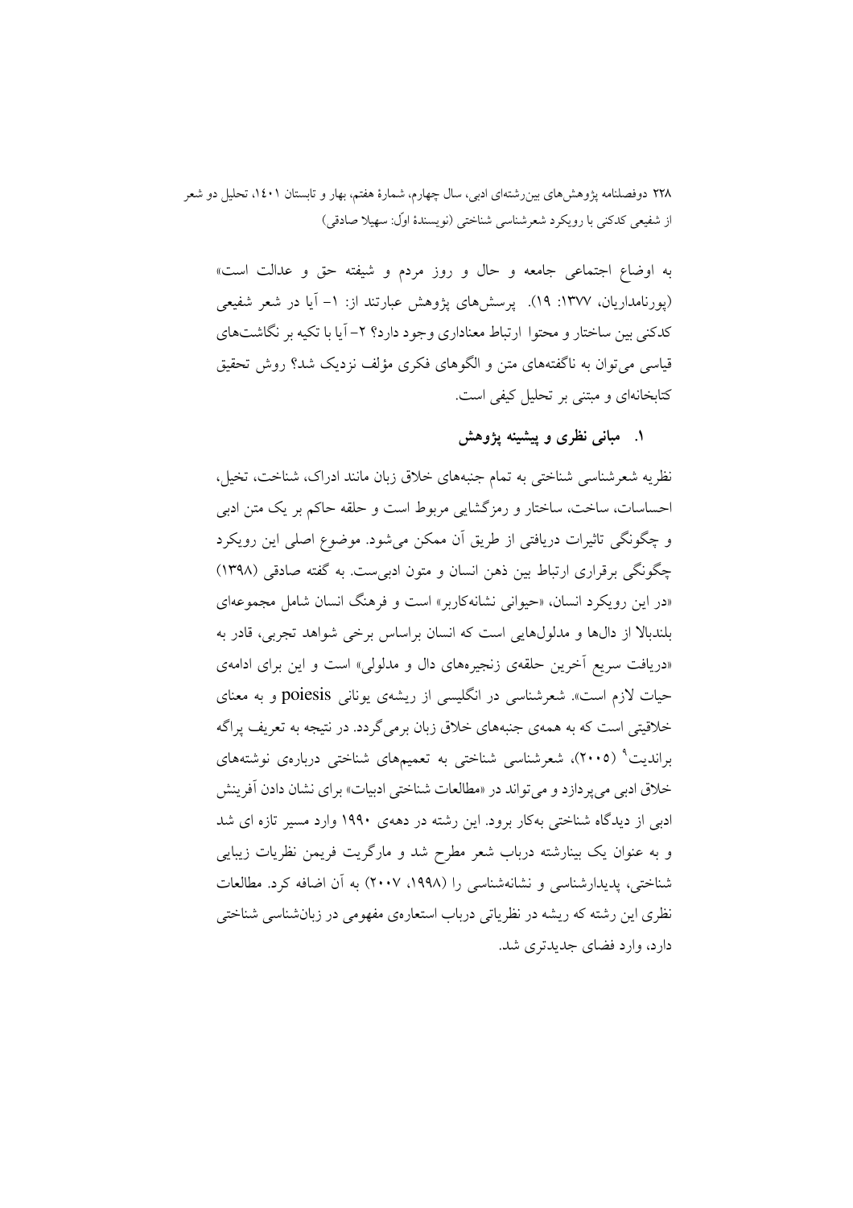به اوضاع اجتماعی جامعه و حال و روز مردم و شیفته حق و عدالت است» (پورنامداریان، ۱۳۷۷: ۱۹). پرسش‌های پژوهش عبارتند از: ۱- آیا در شعر شفیعی کدکنی بین ساختار و محتوا ارتباط معناداری وجود دارد؟ ۲- آیا با تکیه بر نگاشت‌های قیاسی می‌توان به ناگفته‌های متن و الگوهای فکری مؤلف نزدیک شد؟ روش تحقیق کتابخانه‌ای و مبتنی بر تحلیل کیفی است.

## ۱. مبانی نظری و پیشینه پژوهش

نظریه شعرشناسی شناختی به تمام جنبه‌های خلاق زبان مانند ادراک، شناخت، تخیل، احساسات، ساخت، ساختار و رمزگشایی مربوط است و حلقه حاکم بر یک متن ادبی و چگونگی تاثیرات دریافتی از طریق آن ممکن می‌شود. موضوع اصلی این رویکرد چگونگی برقراری ارتباط بین ذهن انسان و متون ادبی‌ست. به گفته صادقی (۱۳۹۸) «در این رویکرد انسان، «حیوانی نشانه‌کاربر» است و فرهنگ انسان شامل مجموعه‌ای بلندبالا از دال‌ها و مدلول‌هایی است که انسان براساس برخی شواهد تجربی، قادر به «دریافت سریع آخرین حلقه‌ی زنجیره‌های دال و مدلولی» است و این برای ادامه‌ی حیات لازم است». شعرشناسی در انگلیسی از ریشه‌ی یونانی poiesis و به معنای خلاقیتی است که به همه‌ی جنبه‌های خلاق زبان برمی‌گردد. در نتیجه به تعریف پراگه براندیت[۹] (۲۰۰۵)، شعرشناسی شناختی به تعمیم‌های شناختی درباره‌ی نوشته‌های خلاق ادبی می‌پردازد و می‌تواند در «مطالعات شناختی ادبیات» برای نشان دادن آفرینش ادبی از دیدگاه شناختی به‌کار برود. این رشته در دهه‌ی ۱۹۹۰ وارد مسیر تازه ای شد و به عنوان یک بینارشته درباب شعر مطرح شد و مارگریت فریمن نظریات زیبایی شناختی، پدیدارشناسی و نشانه‌شناسی را (۱۹۹۸، ۲۰۰۷) به آن اضافه کرد. مطالعات نظری این رشته که ریشه در نظریاتی درباب استعاره‌ی مفهومی در زبان‌شناسی شناختی دارد، وارد فضای جدیدتری شد.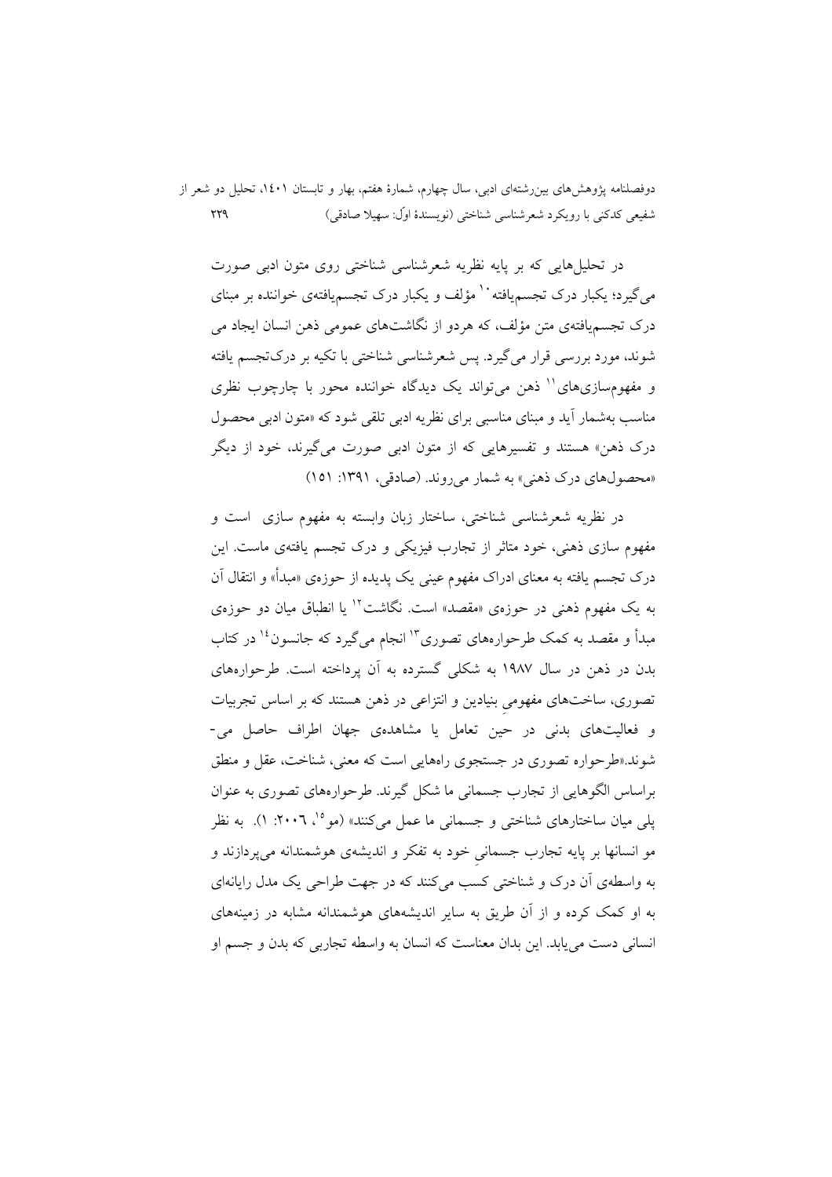در تحلیل‌هایی که بر پایه نظریه شعرشناسی شناختی روی متون ادبی صورت می‌گیرد؛ یکبار درک تجسم‌یافته[10] مؤلف و یکبار درک تجسم‌یافته‌ی خواننده بر مبنای درک تجسم‌یافته‌ی متن مؤلف، که هردو از نگاشت‌های عمومی ذهن انسان ایجاد می شوند، مورد بررسی قرار می‌گیرد. پس شعرشناسی شناختی با تکیه بر درک‌تجسم یافته و مفهوم‌سازی‌های[11] ذهن می‌تواند یک دیدگاه خواننده محور با چارچوب نظری مناسب به‌شمار آید و مبنای مناسبی برای نظریه ادبی تلقی شود که «متون ادبی محصول درک ذهن» هستند و تفسیرهایی که از متون ادبی صورت می‌گیرند، خود از دیگر «محصول‌های درک ذهنی» به شمار می‌روند. (صادقی، ۱۳۹۱: ۱۵۱)

در نظریه شعرشناسی شناختی، ساختار زبان وابسته به مفهوم سازی است و مفهوم سازی ذهنی، خود متاثر از تجارب فیزیکی و درک تجسم یافته‌ی ماست. این درک تجسم یافته به معنای ادراک مفهوم عینی یک پدیده از حوزه‌ی «مبدأ» و انتقال آن به یک مفهوم ذهنی در حوزه‌ی «مقصد» است. نگاشت[12] یا انطباق میان دو حوزه‌ی مبدأ و مقصد به کمک طرحواره‌های تصوری[13] انجام می‌گیرد که جانسون[14] در کتاب بدن در ذهن در سال ۱۹۸۷ به شکلی گسترده به آن پرداخته است. طرحواره‌های تصوری، ساخت‌های مفهومیِ بنیادین و انتزاعی در ذهن هستند که بر اساس تجربیات و فعالیت‌های بدنی در حین تعامل یا مشاهده‌ی جهان اطراف حاصل می‌شوند.«طرحواره تصوری در جستجوی راه‌هایی است که معنی، شناخت، عقل و منطق براساس الگوهایی از تجارب جسمانی ما شکل گیرند. طرحواره‌های تصوری به عنوان پلی میان ساختارهای شناختی و جسمانی ما عمل می‌کنند» (مو[15]، ۲۰۰۶: ۱). به نظر مو انسانها بر پایه تجارب جسمانیِ خود به تفکر و اندیشه‌ی هوشمندانه می‌پردازند و به واسطه‌ی آن درک و شناختی کسب می‌کنند که در جهت طراحی یک مدل رایانه‌ای به او کمک کرده و از آن طریق به سایر اندیشه‌های هوشمندانه مشابه در زمینه‌های انسانی دست می‌یابد. این بدان معناست که انسان به واسطه تجاربی که بدن و جسم او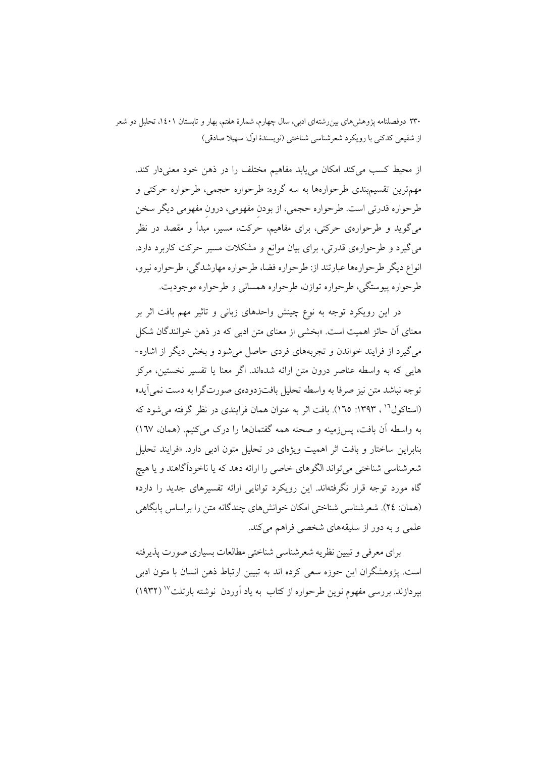از محیط کسب می‌کند امکان می‌یابد مفاهیم مختلف را در ذهن خود معنی‌دار کند. مهم‌ترین تقسیم‌بندی طرحواره‌ها به سه گروه: طرحواره حجمی، طرحواره حرکتی و طرحواره قدرتی است. طرحواره حجمی، از بودنِ مفهومی، درونِ مفهومی دیگر سخن می‌گوید و طرحواره‌ی حرکتی، برای مفاهیم، حرکت، مسیر، مبدأ و مقصد در نظر می‌گیرد و طرحواره‌ی قدرتی، برای بیان موانع و مشکلات مسیر حرکت کاربرد دارد. انواع دیگر طرحواره‌ها عبارتند از: طرحواره فضا، طرحواره مهارشدگی، طرحواره نیرو، طرحواره پیوستگی، طرحواره توازن، طرحواره همسانی و طرحواره موجودیت.

در این رویکرد توجه به نوع چینش واحدهای زبانی و تاثیر مهم بافت اثر بر معنای آن حائز اهمیت است. «بخشی از معنای متن ادبی که در ذهن خوانندگان شکل می‌گیرد از فرایند خواندن و تجربه‌های فردی حاصل می‌شود و بخش دیگر از اشاره-هایی که به واسطه عناصر درون متن ارائه شده‌اند. اگر معنا یا تفسیر نخستین، مرکز توجه نباشد متن نیز صرفا به واسطه تحلیل بافت‌زدوده‌ی صورت‌گرا به دست نمی‌آید» (استاکول[١٦] ، ١٣٩٣: ١٦٥). بافت اثر به عنوان همان فرایندی در نظر گرفته می‌شود که به واسطه آن بافت، پس‌زمینه و صحنه همه گفتمان‌ها را درک می‌کنیم. (همان، ١٦٧) بنابراین ساختار و بافت اثر اهمیت ویژه‌ای در تحلیل متون ادبی دارد. «فرایند تحلیل شعرشناسی شناختی می‌تواند الگوهای خاصی را ارائه دهد که یا ناخودآگاهند و یا هیچ گاه مورد توجه قرار نگرفته‌اند. این رویکرد توانایی ارائه تفسیرهای جدید را دارد» (همان: ٢٤). شعرشناسی شناختی امکان خوانش‌های چندگانه متن را براساس پایگاهی علمی و به دور از سلیقه‌های شخصی فراهم می‌کند.

برای معرفی و تبیین نظریه شعرشناسی شناختی مطالعات بسیاری صورت پذیرفته است. پژوهشگران این حوزه سعی کرده اند به تبیین ارتباط ذهن انسان با متون ادبی بپردازند. بررسی مفهوم نوین طرحواره از کتاب به یاد آوردن نوشته بارتلت[١٧] (١٩٣٢)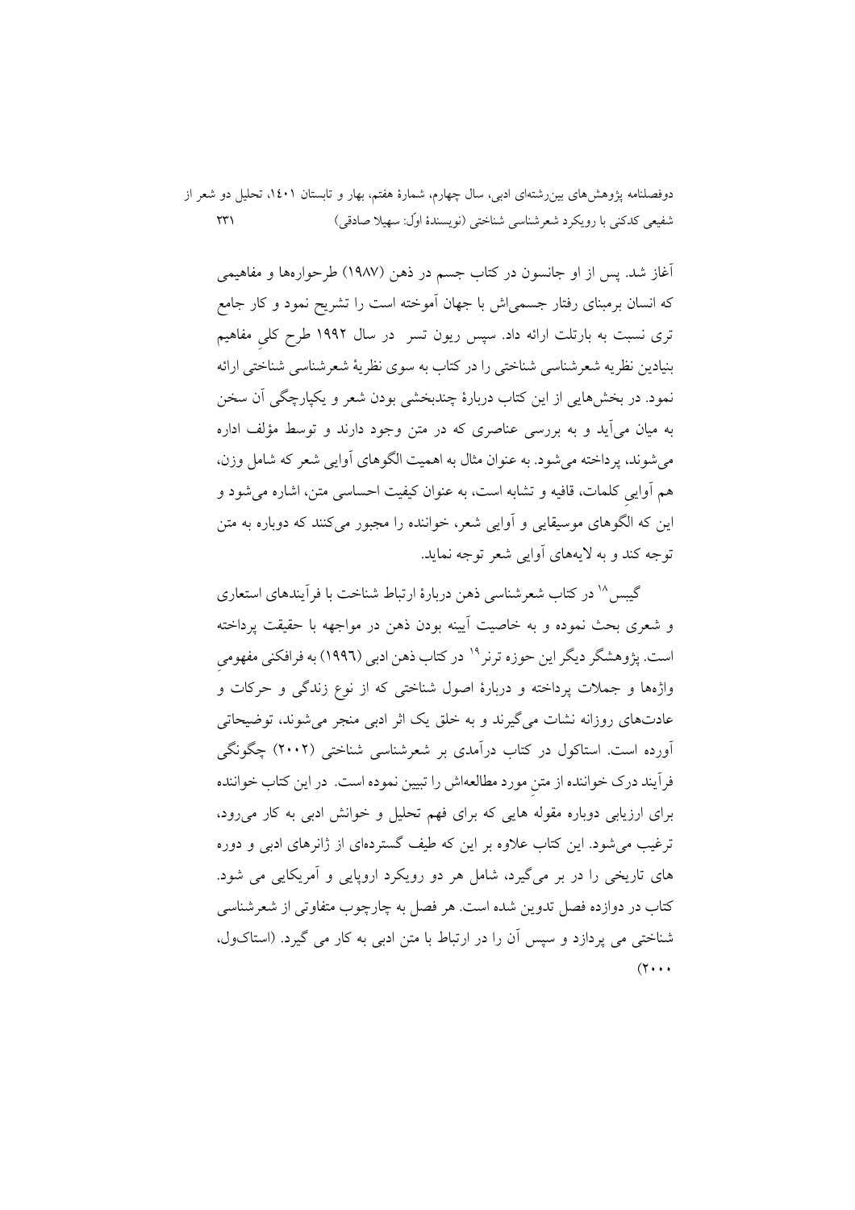آغاز شد. پس از او جانسون در کتاب جسم در ذهن (۱۹۸۷) طرحواره‌ها و مفاهیمی که انسان برمبنای رفتار جسمی‌اش با جهان آموخته است را تشریح نمود و کار جامع تری نسبت به بارتلت ارائه داد. سپس ریون تسر در سال ۱۹۹۲ طرح کلیِ مفاهیم بنیادین نظریه شعرشناسی شناختی را در کتاب به سوی نظریهٔ شعرشناسی شناختی ارائه نمود. در بخش‌هایی از این کتاب دربارهٔ چندبخشی بودن شعر و یکپارچگی آن سخن به میان می‌آید و به بررسی عناصری که در متن وجود دارند و توسط مؤلف اداره می‌شوند، پرداخته می‌شود. به عنوان مثال به اهمیت الگوهای آوایی شعر که شامل وزن، هم آواییِ کلمات، قافیه و تشابه است، به عنوان کیفیت احساسی متن، اشاره می‌شود و این که الگوهای موسیقایی و آوایی شعر، خواننده را مجبور می‌کنند که دوباره به متن توجه کند و به لایه‌های آوایی شعر توجه نماید.

گیبس[۱۸] در کتاب شعرشناسی ذهن دربارهٔ ارتباط شناخت با فرآیندهای استعاری و شعری بحث نموده و به خاصیت آیینه بودن ذهن در مواجهه با حقیقت پرداخته است. پژوهشگر دیگر این حوزه ترنر[۱۹] در کتاب ذهن ادبی (۱۹۹۶) به فرافکنی مفهومیِ واژه‌ها و جملات پرداخته و دربارهٔ اصول شناختی که از نوع زندگی و حرکات و عادت‌های روزانه نشات می‌گیرند و به خلق یک اثر ادبی منجر می‌شوند، توضیحاتی آورده است. استاکول در کتاب درآمدی بر شعرشناسی شناختی (۲۰۰۲) چگونگی فرآیند درک خواننده از متنِ مورد مطالعه‌اش را تبیین نموده است. در این کتاب خواننده برای ارزیابی دوباره مقوله هایی که برای فهم تحلیل و خوانش ادبی به کار می‌رود، ترغیب می‌شود. این کتاب علاوه بر این که طیف گسترده‌ای از ژانرهای ادبی و دوره های تاریخی را در بر می‌گیرد، شامل هر دو رویکرد اروپایی و آمریکایی می شود. کتاب در دوازده فصل تدوین شده است. هر فصل به چارچوب متفاوتی از شعرشناسی شناختی می پردازد و سپس آن را در ارتباط با متن ادبی به کار می گیرد. (استاکول، ۲۰۰۰)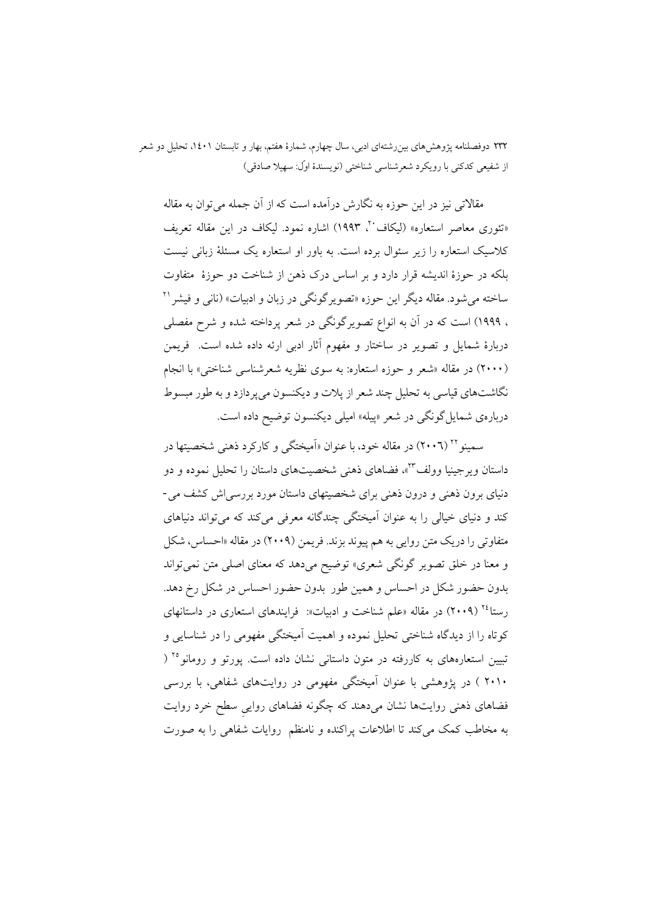مقالاتی نیز در این حوزه به نگارش درآمده است که از آن جمله می‌توان به مقاله «تئوری معاصر استعاره» (لیکاف[20]، ۱۹۹۳) اشاره نمود. لیکاف در این مقاله تعریف کلاسیک استعاره را زیر سئوال برده است. به باور او استعاره یک مسئلهٔ زبانی نیست بلکه در حوزهٔ اندیشه قرار دارد و بر اساس درک ذهن از شناخت دو حوزهٔ متفاوت ساخته می‌شود. مقاله دیگر این حوزه «تصویرگونگی در زبان و ادبیات» (نانی و فیشر[21]، ۱۹۹۹) است که در آن به انواع تصویرگونگی در شعر پرداخته شده و شرح مفصلی دربارهٔ شمایل و تصویر در ساختار و مفهوم آثار ادبی ارئه داده شده است. فریمن (۲۰۰۰) در مقاله «شعر و حوزه استعاره: به سوی نظریه شعرشناسی شناختی» با انجام نگاشت‌های قیاسی به تحلیل چند شعر از پلات و دیکنسون می‌پردازد و به طور مبسوط دربارهٔ شمایل‌گونگی در شعر «پیله» امیلی دیکنسون توضیح داده است.

سمینو[22] (۲۰۰۶) در مقاله خود، با عنوان «آمیختگی و کارکرد ذهنی شخصیتها در داستان ویرجینیا وولف[23]»، فضاهای ذهنی شخصیت‌های داستان را تحلیل نموده و دو دنیای برون ذهنی و درون ذهنی برای شخصیتهای داستان مورد بررسی‌اش کشف می‌کند و دنیای خیالی را به عنوان آمیختگی چندگانه معرفی می‌کند که می‌تواند دنیاهای متفاوتی را دریک متن روایی به هم پیوند بزند. فریمن (۲۰۰۹) در مقاله «احساس، شکل و معنا در خلق تصویر گونگی شعری» توضیح می‌دهد که معنای اصلی متن نمی‌تواند بدون حضور شکل در احساس و همین طور بدون حضور احساس در شکل رخ دهد. رستا[24] (۲۰۰۹) در مقاله «علم شناخت و ادبیات»: فرایندهای استعاری در داستانهای کوتاه را از دیدگاه شناختی تحلیل نموده و اهمیت آمیختگی مفهومی را در شناسایی و تبیین استعاره‌های به کاررفته در متون داستانی نشان داده است. پورتو و رومانو[25] (۲۰۱۰) در پژوهشی با عنوان آمیختگی مفهومی در روایت‌های شفاهی، با بررسی فضاهای ذهنی روایت‌ها نشان می‌دهند که چگونه فضاهای روایی سطح خرد روایت به مخاطب کمک می‌کند تا اطلاعات پراکنده و نامنظم روایات شفاهی را به صورت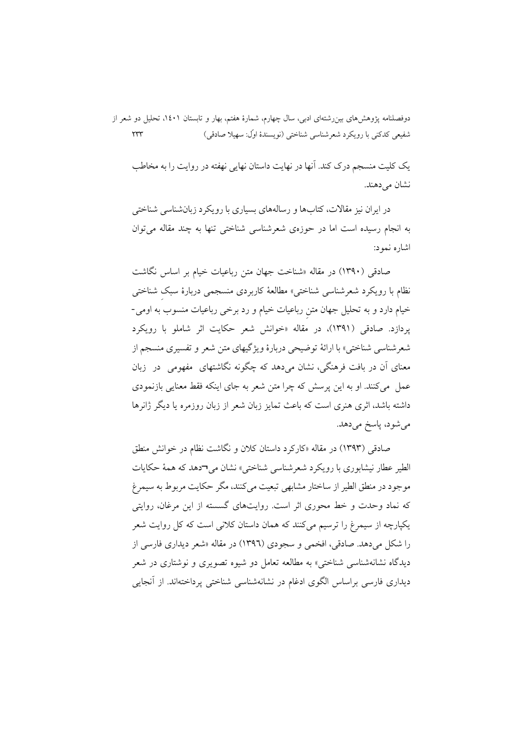یک کلیت منسجم درک کند. آنها در نهایت داستان نهایی نهفته در روایت را به مخاطب نشان می‌دهند.

در ایران نیز مقالات، کتاب‌ها و رساله‌های بسیاری با رویکرد زبان‌شناسی شناختی به انجام رسیده است اما در حوزه‌ی شعرشناسی شناختی تنها به چند مقاله می‌توان اشاره نمود:

صادقی (۱۳۹۰) در مقاله «شناخت جهان متن رباعیات خیام بر اساس نگاشت نظام با رویکرد شعرشناسی شناختی» مطالعهٔ کاربردی منسجمی دربارهٔ سبکِ شناختی خیام دارد و به تحلیل جهان متنِ رباعیات خیام و رد برخی رباعیات منسوب به اومی-پردازد. صادقی (۱۳۹۱)، در مقاله «خوانش شعر حکایت اثر شاملو با رویکرد شعرشناسی شناختی» با ارائهٔ توضیحی دربارهٔ ویژگیهای متن شعر و تفسیری منسجم از معنای آن در بافت فرهنگی، نشان می‌دهد که چگونه نگاشتهای مفهومی در زبان عمل می‌کنند. او به این پرسش که چرا متن شعر به جای اینکه فقط معنایی بازنمودی داشته باشد، اثری هنری است که باعث تمایز زبان شعر از زبان روزمره یا دیگر ژانرها می‌شود، پاسخ می‌دهد.

صادقی (۱۳۹۳) در مقاله «کارکرد داستان کلان و نگاشت نظام در خوانش منطق الطیر عطار نیشابوری با رویکرد شعرشناسی شناختی» نشان می¬دهد که همهٔ حکایات موجود در منطق الطیر از ساختار مشابهی تبعیت می‌کنند، مگر حکایت مربوط به سیمرغ که نماد وحدت و خط محوری اثر است. روایت‌های گسسته از این مرغان، روایتی یکپارچه از سیمرغ را ترسیم می‌کنند که همان داستان کلانی است که کل روایت شعر را شکل می‌دهد. صادقی، افخمی و سجودی (۱۳۹۶) در مقاله «شعر دیداری فارسی از دیدگاه نشانه‌شناسی شناختی» به مطالعه تعامل دو شیوه تصویری و نوشتاری در شعر دیداری فارسی براساس الگوی ادغام در نشانه‌شناسی شناختی پرداخته‌اند. از آنجایی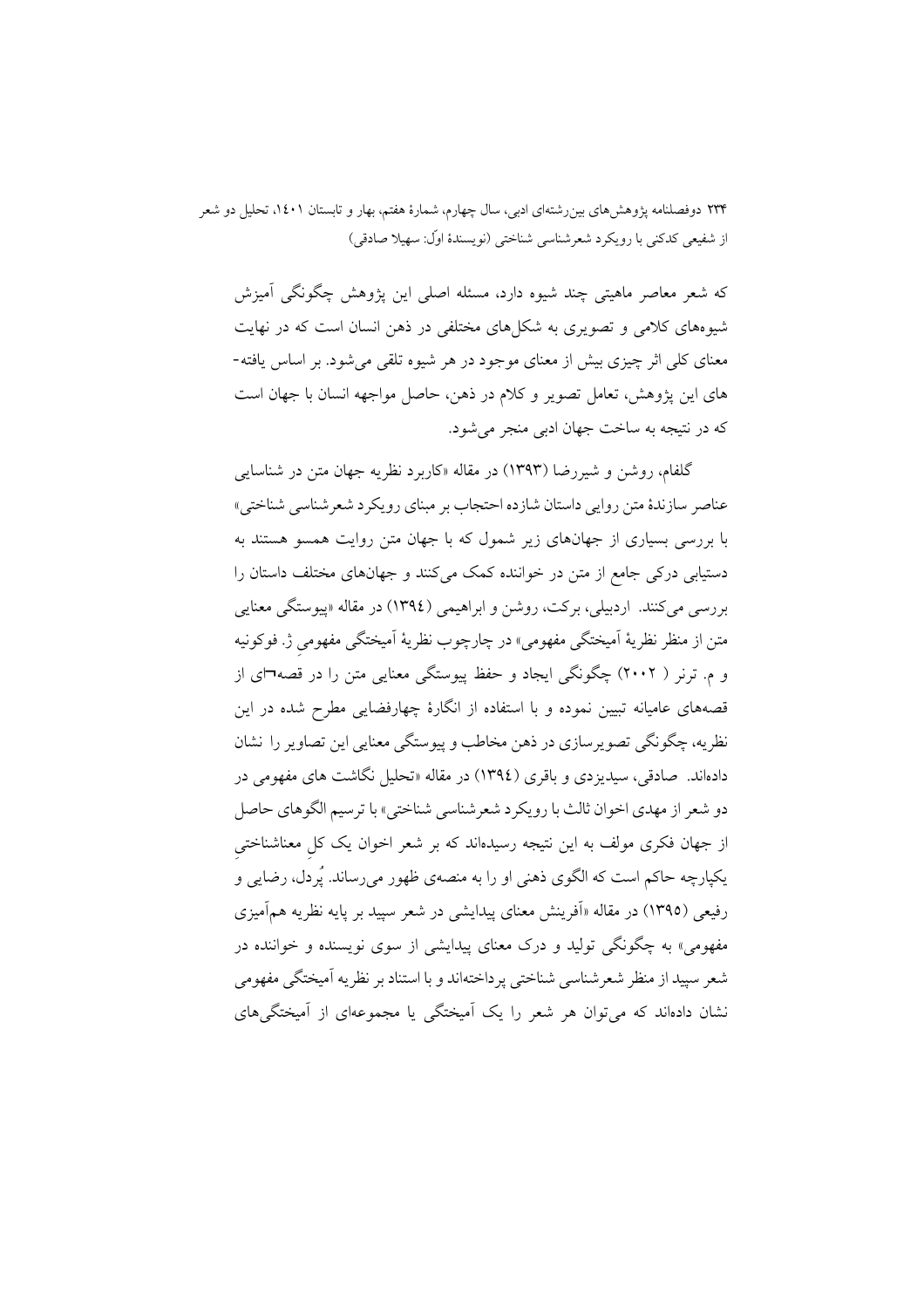که شعر معاصر ماهیتی چند شیوه دارد، مسئله اصلی این پژوهش چگونگی آمیزش شیوه‌های کلامی و تصویری به شکل‌های مختلفی در ذهن انسان است که در نهایت معنای کلی اثر چیزی بیش از معنای موجود در هر شیوه تلقی می‌شود. بر اساس یافته-های این پژوهش، تعامل تصویر و کلام در ذهن، حاصل مواجهه انسان با جهان است که در نتیجه به ساخت جهان ادبی منجر می‌شود.

گلفام، روشن و شیررضا (۱۳۹۳) در مقاله «کاربرد نظریه جهان متن در شناسایی عناصر سازندهٔ متن روایی داستان شازده احتجاب بر مبنای رویکرد شعرشناسی شناختی» با بررسی بسیاری از جهان‌های زیر شمول که با جهان متن روایت همسو هستند به دستیابی درکی جامع از متن در خواننده کمک می‌کنند و جهان‌های مختلف داستان را بررسی می‌کنند. اردبیلی، برکت، روشن و ابراهیمی (۱۳۹٤) در مقاله «پیوستگی معنایی متن از منظر نظریهٔ آمیختگی مفهومی» در چارچوب نظریهٔ آمیختگی مفهومیِ ژ. فوکونیه و م. ترنر ( ۲۰۰۲) چگونگی ایجاد و حفظ پیوستگی معنایی متن را در قصه‌ای از قصه‌های عامیانه تبیین نموده و با استفاده از انگارهٔ چهارفضایی مطرح شده در این نظریه، چگونگی تصویرسازی در ذهن مخاطب و پیوستگی معنایی این تصاویر را نشان داده‌اند. صادقی، سیدیزدی و باقری (۱۳۹٤) در مقاله «تحلیل نگاشت های مفهومی در دو شعر از مهدی اخوان ثالث با رویکرد شعرشناسی شناختی» با ترسیم الگوهای حاصل از جهان فکری مولف به این نتیجه رسیده‌اند که بر شعر اخوان یک کلِ معناشناختیِ یکپارچه حاکم است که الگوی ذهنی او را به منصه‌ی ظهور می‌رساند. پُردل، رضایی و رفیعی (۱۳۹۵) در مقاله «آفرینش معنای پیدایشی در شعر سپید بر پایه نظریه هم‌آمیزی مفهومی» به چگونگی تولید و درک معنای پیدایشی از سوی نویسنده و خواننده در شعر سپید از منظر شعرشناسی شناختی پرداخته‌اند و با استناد بر نظریه آمیختگی مفهومی نشان داده‌اند که می‌توان هر شعر را یک آمیختگی یا مجموعه‌ای از آمیختگی‌های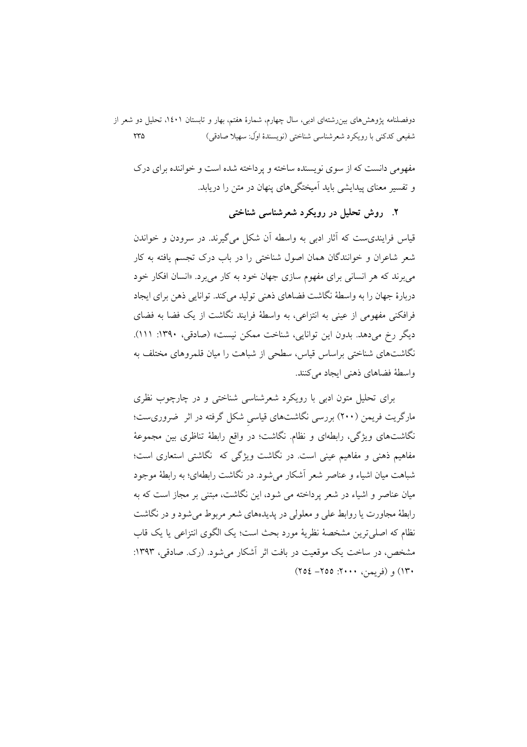مفهومی دانست که از سوی نویسنده ساخته و پرداخته شده است و خواننده برای درک و تفسیر معنای پیدایشی باید آمیختگی‌های پنهان در متن را دریابد.

## ۲. روش تحلیل در رویکرد شعرشناسی شناختی

قیاس فرایندی‌ست که آثار ادبی به واسطه آن شکل می‌گیرند. در سرودن و خواندن شعر شاعران و خوانندگان همان اصول شناختی را در باب درک تجسم یافته به کار می‌برند که هر انسانی برای مفهوم سازی جهان خود به کار می‌برد. «انسان افکار خود دربارهٔ جهان را به واسطهٔ نگاشت فضاهای ذهنی تولید می‌کند. توانایی ذهن برای ایجاد فرافکنی مفهومی از عینی به انتزاعی، به واسطهٔ فرایند نگاشت از یک فضا به فضای دیگر رخ می‌دهد. بدون این توانایی، شناخت ممکن نیست» (صادقی، ۱۳۹۰: ۱۱۱). نگاشت‌های شناختی براساس قیاس، سطحی از شباهت را میان قلمروهای مختلف به واسطهٔ فضاهای ذهنی ایجاد می‌کنند.

برای تحلیل متون ادبی با رویکرد شعرشناسی شناختی و در چارچوب نظری مارگریت فریمن (۲۰۰) بررسی نگاشت‌های قیاسیِ شکل گرفته در اثر ضروری‌ست؛ نگاشت‌های ویژگی، رابطه‌ای و نظام. نگاشت؛ در واقع رابطهٔ تناظری بین مجموعهٔ مفاهیم ذهنی و مفاهیم عینی است. در نگاشت ویژگی که نگاشتی استعاری است؛ شباهت میان اشیاء و عناصر شعر آشکار می‌شود. در نگاشت رابطه‌ای؛ به رابطهٔ موجود میان عناصر و اشیاء در شعر پرداخته می شود، این نگاشت، مبتنی بر مجاز است که به رابطهٔ مجاورت یا روابط علی و معلولی در پدیده‌های شعر مربوط می‌شود و در نگاشت نظام که اصلی‌ترین مشخصهٔ نظریهٔ مورد بحث است؛ یک الگوی انتزاعی یا یک قاب مشخص، در ساخت یک موقعیت در بافت اثر آشکار می‌شود. (رک. صادقی، ۱۳۹۳: ۱۳۰) و (فریمن، ۲۰۰۰: ۲۵۵– ۲٥٤)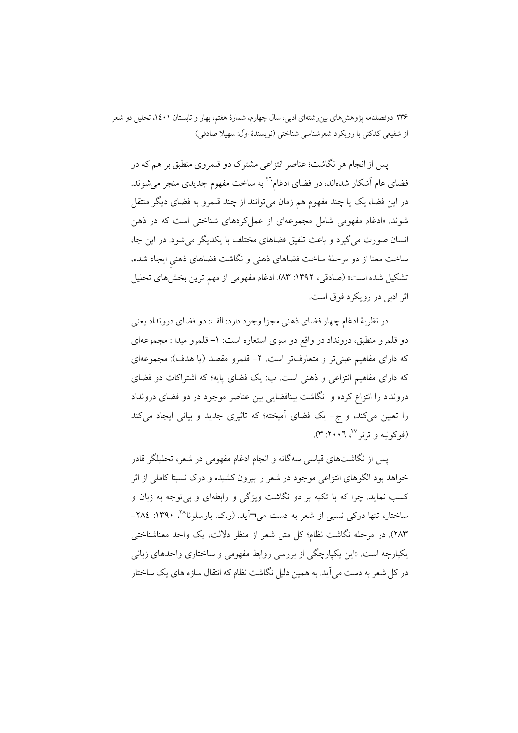پس از انجام هر نگاشت؛ عناصر انتزاعی مشترک دو قلمروی منطبق بر هم که در فضای عام آشکار شده‌اند، در فضای ادغام[26] به ساخت مفهوم جدیدی منجر می‌شوند. در این فضا، یک یا چند مفهوم هم زمان می‌توانند از چند قلمرو به فضای دیگر منتقل شوند. «ادغام مفهومی شامل مجموعه‌ای از عملکردهای شناختی است که در ذهن انسان صورت می‌گیرد و باعث تلفیق فضاهای مختلف با یکدیگر می‌شود. در این جا، ساخت معنا از دو مرحلهٔ ساخت فضاهای ذهنی و نگاشت فضاهای ذهنیِ ایجاد شده، تشکیل شده است» (صادقی، ۱۳۹۲: ۸۳). ادغام مفهومی از مهم ترین بخش‌های تحلیل اثر ادبی در رویکرد فوق است.

در نظریهٔ ادغام چهار فضای ذهنی مجزا وجود دارد: الف: دو فضای درونداد یعنی دو قلمرو منطبق، درونداد در واقع دو سوی استعاره است: ۱- قلمرو مبدا : مجموعه‌ای که دارای مفاهیم عینی‌تر و متعارف‌تر است. ۲- قلمرو مقصد (یا هدف): مجموعه‌ای که دارای مفاهیم انتزاعی و ذهنی است. ب: یک فضای پایه؛ که اشتراکات دو فضای درونداد را انتزاع کرده و نگاشت بینافضایی بین عناصر موجود در دو فضای درونداد را تعیین می‌کند، و ج- یک فضای آمیخته؛ که تاثیری جدید و بیانی ایجاد می‌کند (فوکونیه و ترنر[27]، ۲۰۰۶: ۳).

پس از نگاشت‌های قیاسی سه‌گانه و انجام ادغام مفهومی در شعر، تحلیلگر قادر خواهد بود الگوهای انتزاعی موجود در شعر را بیرون کشیده و درک نسبتا کاملی از اثر کسب نماید. چرا که با تکیه بر دو نگاشت ویژگی و رابطه‌ای و بی‌توجه به زبان و ساختار، تنها درکی نسبی از شعر به دست می¬آید. (ر.ک. بارسلونا[28]، ۱۳۹۰: ۲۸۴-۲۸۳). در مرحله نگاشت نظام؛ کل متن شعر از منظر دلالت، یک واحد معناشناختی یکپارچه است. «این یکپارچگی از بررسی روابط مفهومی و ساختاری واحدهای زبانی در کل شعر به دست می‌آید. به همین دلیل نگاشت نظام که انتقال سازه های یک ساختار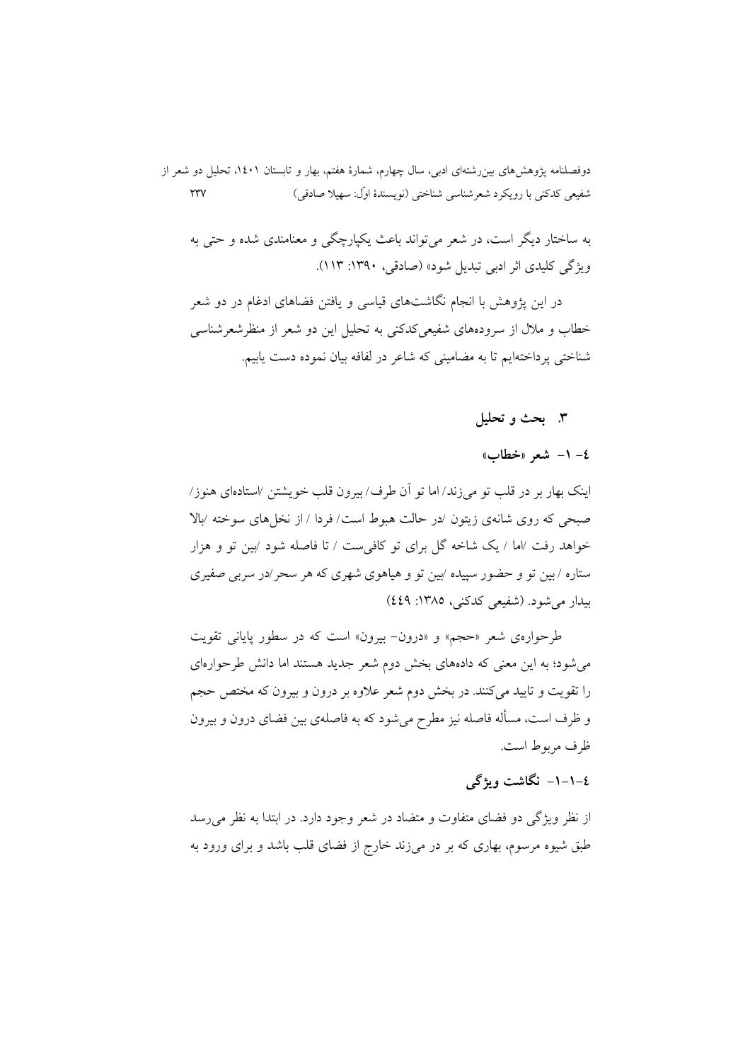به ساختار دیگر است، در شعر می‌تواند باعث یکپارچگی و معنامندی شده و حتی به ویژگی کلیدی اثر ادبی تبدیل شود» (صادقی، ۱۳۹۰: ۱۱۳).

در این پژوهش با انجام نگاشت‌های قیاسی و یافتن فضاهای ادغام در دو شعر خطاب و ملال از سروده‌های شفیعی‌کدکنی به تحلیل این دو شعر از منظرشعرشناسی شناختی پرداخته‌ایم تا به مضامینی که شاعر در لفافه بیان نموده دست یابیم.

## ۳. بحث و تحلیل

### ٤- ۱- شعر «خطاب»

اینک بهار بر در قلب تو می‌زند/ اما تو آن طرف/ بیرون قلب خویشتن /استاده‌ای هنوز/ صبحی که روی شانه‌ی زیتون /در حالت هبوط است/ فردا / از نخل‌های سوخته /بالا خواهد رفت /اما / یک شاخه گل برای تو کافی‌ست / تا فاصله شود /بین تو و هزار ستاره / بین تو و حضور سپیده /بین تو و هیاهوی شهری که هر سحر/در سربی صفیری بیدار می‌شود. (شفیعی کدکنی، ۱۳۸۵: ٤٤۹)

طرحواره‌ی شعر «حجم» و «درون- بیرون» است که در سطور پایانی تقویت می‌شود؛ به این معنی که داده‌های بخش دوم شعر جدید هستند اما دانش طرحواره‌ای را تقویت و تایید می‌کنند. در بخش دوم شعر علاوه بر درون و بیرون که مختص حجم و ظرف است، مسأله فاصله نیز مطرح می‌شود که به فاصله‌ی بین فضای درون و بیرون ظرف مربوط است.

#### ٤-۱-۱- نگاشت ویژگی

از نظر ویژگی دو فضای متفاوت و متضاد در شعر وجود دارد. در ابتدا به نظر می‌رسد طبق شیوه مرسوم، بهاری که بر در می‌زند خارج از فضای قلب باشد و برای ورود به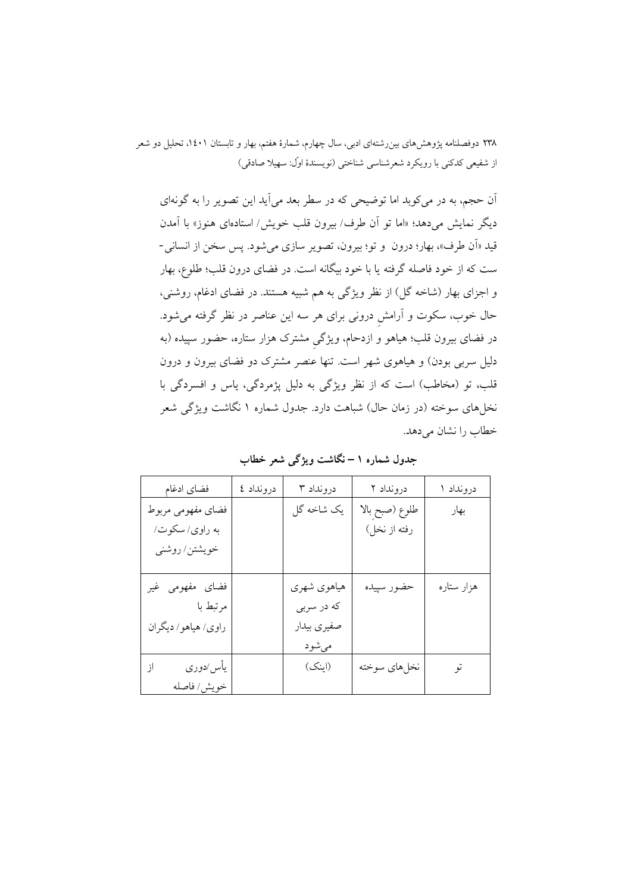آن حجم، به در می‌کوبد اما توضیحی که در سطر بعد می‌آید این تصویر را به گونه‌ای دیگر نمایش می‌دهد؛ «اما تو آن طرف/ بیرون قلب خویش/ استاده‌ای هنوز» با آمدن قید «آن طرف»، بهار؛ درون و تو؛ بیرون، تصویر سازی می‌شود. پس سخن از انسانی-ست که از خود فاصله گرفته یا با خود بیگانه است. در فضای درون قلب؛ طلوع، بهار و اجزای بهار (شاخه گل) از نظر ویژگی به هم شبیه هستند. در فضای ادغام، روشنی، حال خوب، سکوت و آرامشِ درونی برای هر سه این عناصر در نظر گرفته می‌شود. در فضای بیرون قلب؛ هیاهو و ازدحام، ویژگیِ مشترک هزار ستاره، حضور سپیده (به دلیل سربی بودن) و هیاهوی شهر است. تنها عنصر مشترک دو فضای بیرون و درون قلب، تو (مخاطب) است که از نظر ویژگی به دلیل پژمردگی، یاس و افسردگی با نخل‌های سوخته (در زمان حال) شباهت دارد. جدول شماره ۱ نگاشت ویژگی شعر خطاب را نشان می‌دهد.

**جدول شماره ۱ – نگاشت ویژگی شعر خطاب**

| درونداد ۱ | درونداد ۲ | درونداد ۳ | درونداد ٤ | فضای ادغام |
|---|---|---|---|---|
| بهار | طلوع (صبحِ بالا رفته از نخل) | یک شاخه گل | | فضای مفهومی مربوط به راوی/ سکوت/ خویشتن/ روشنی |
| هزار ستاره | حضور سپیده | هیاهوی شهری که در سربی صفیری بیدار می‌شود | | فضای مفهومی غیر مرتبط با راوی/ هیاهو/ دیگران |
| تو | نخل‌های سوخته | (اینک) | | یأس/دوری از خویش/ فاصله |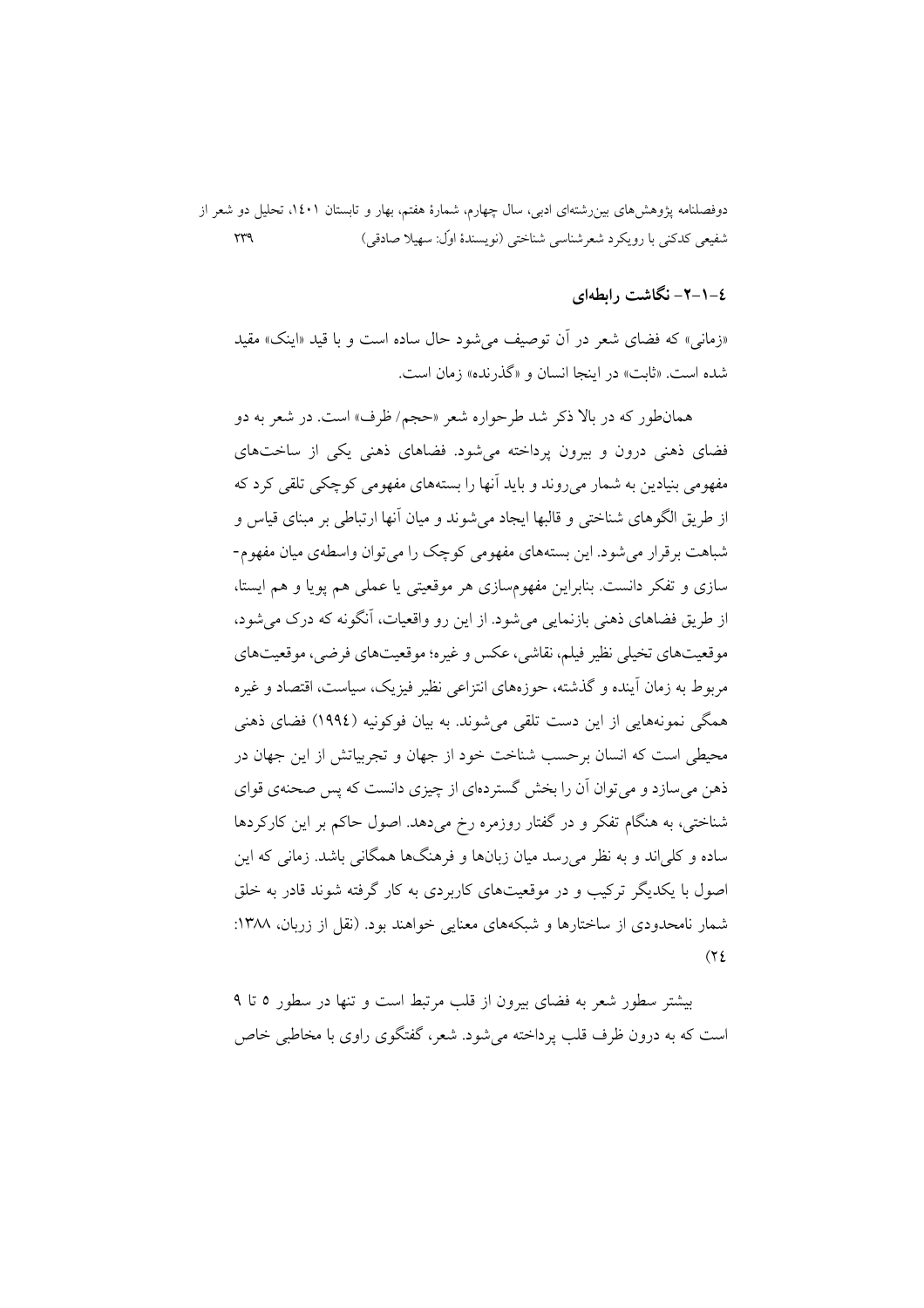### ۴-۱-۲- نگاشت رابطه‌ای

«زمانی» که فضای شعر در آن توصیف می‌شود حال ساده است و با قید «اینک» مقید شده است. «ثابت» در اینجا انسان و «گذرنده» زمان است.

همان‌طور که در بالا ذکر شد طرحواره شعر «حجم/ ظرف» است. در شعر به دو فضای ذهنی درون و بیرون پرداخته می‌شود. فضاهای ذهنی یکی از ساخت‌های مفهومی بنیادین به شمار می‌روند و باید آنها را بسته‌های مفهومی کوچکی تلقی کرد که از طریق الگوهای شناختی و قالبها ایجاد می‌شوند و میان آنها ارتباطی بر مبنای قیاس و شباهت برقرار می‌شود. این بسته‌های مفهومی کوچک را می‌توان واسطه‌ی میان مفهوم-سازی و تفکر دانست. بنابراین مفهوم‌سازی هر موقعیتی یا عملی هم پویا و هم ایستا، از طریق فضاهای ذهنی بازنمایی می‌شود. از این رو واقعیات، آنگونه که درک می‌شود، موقعیت‌های تخیلی نظیر فیلم، نقاشی، عکس و غیره؛ موقعیت‌های فرضی، موقعیت‌های مربوط به زمان آینده و گذشته، حوزه‌های انتزاعی نظیر فیزیک، سیاست، اقتصاد و غیره همگی نمونه‌هایی از این دست تلقی می‌شوند. به بیان فوکونیه (۱۹۹۴) فضای ذهنی محیطی است که انسان برحسب شناخت خود از جهان و تجربیاتش از این جهان در ذهن می‌سازد و می‌توان آن را بخش گسترده‌ای از چیزی دانست که پس صحنه‌ی قوای شناختی، به هنگام تفکر و در گفتار روزمره رخ می‌دهد. اصول حاکم بر این کارکردها ساده و کلی‌اند و به نظر می‌رسد میان زبان‌ها و فرهنگ‌ها همگانی باشد. زمانی که این اصول با یکدیگر ترکیب و در موقعیت‌های کاربردی به کار گرفته شوند قادر به خلق شمار نامحدودی از ساختارها و شبکه‌های معنایی خواهند بود. (نقل از زربان، ۱۳۸۸: ۲۴)

بیشتر سطور شعر به فضای بیرون از قلب مرتبط است و تنها در سطور ۵ تا ۹ است که به درون ظرف قلب پرداخته می‌شود. شعر، گفتگوی راوی با مخاطبی خاص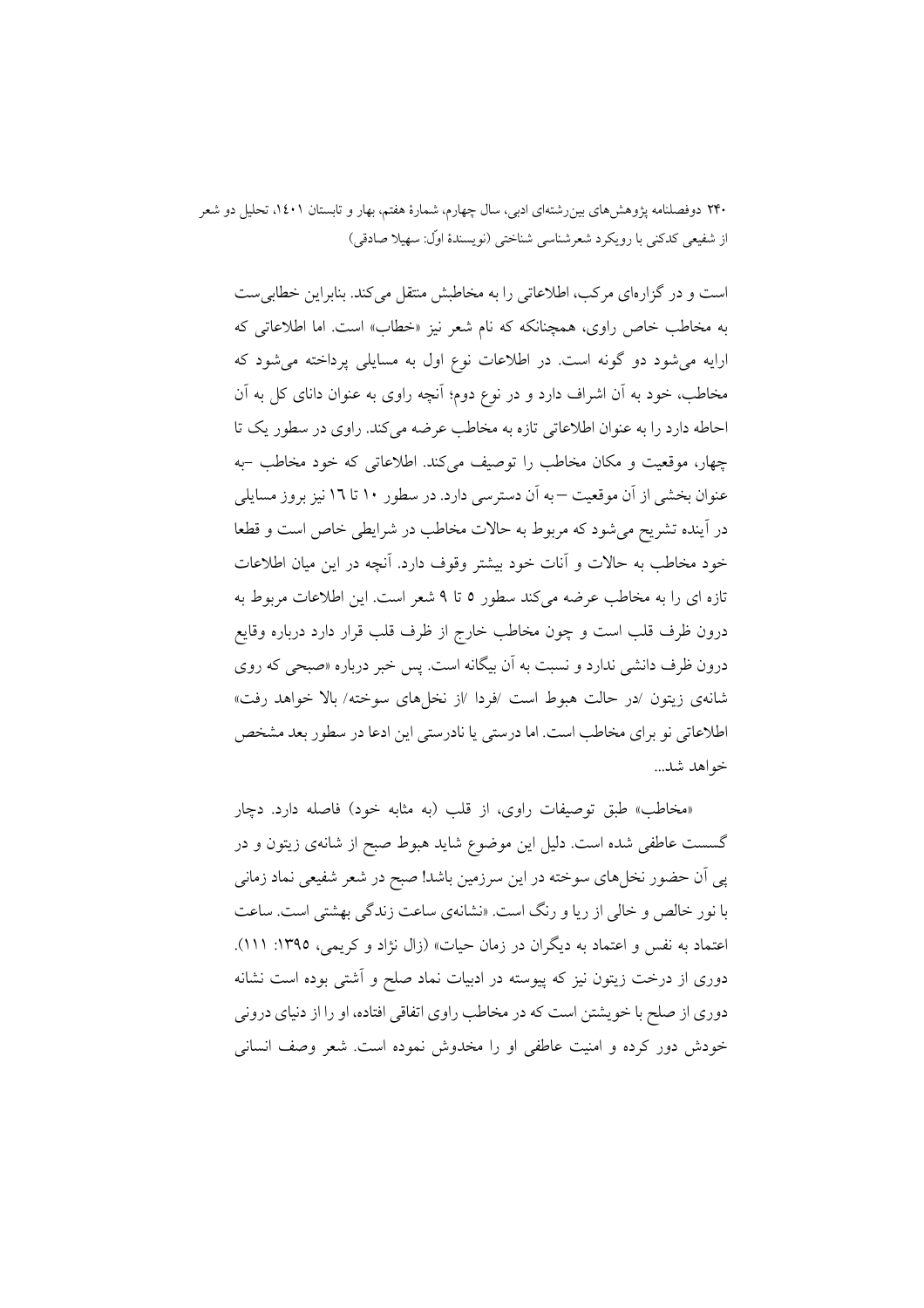است و در گزاره‌ای مرکب، اطلاعاتی را به مخاطبش منتقل می‌کند. بنابراین خطابی‌ست به مخاطب خاص راوی، همچنانکه که نام شعر نیز «خطاب» است. اما اطلاعاتی که ارایه می‌شود دو گونه است. در اطلاعات نوع اول به مسایلی پرداخته می‌شود که مخاطب، خود به آن اشراف دارد و در نوع دوم؛ آنچه راوی به عنوان دانای کل به آن احاطه دارد را به عنوان اطلاعاتی تازه به مخاطب عرضه می‌کند. راوی در سطور یک تا چهار، موقعیت و مکان مخاطب را توصیف می‌کند. اطلاعاتی که خود مخاطب –به عنوان بخشی از آن موقعیت – به آن دسترسی دارد. در سطور ۱۰ تا ۱٦ نیز بروز مسایلی در آینده تشریح می‌شود که مربوط به حالات مخاطب در شرایطی خاص است و قطعا خود مخاطب به حالات و آنات خود بیشتر وقوف دارد. آنچه در این میان اطلاعات تازه ای را به مخاطب عرضه می‌کند سطور ۵ تا ۹ شعر است. این اطلاعات مربوط به درون ظرف قلب است و چون مخاطب خارج از ظرف قلب قرار دارد درباره وقایع درون ظرف دانشی ندارد و نسبت به آن بیگانه است. پس خبر درباره «صبحی که روی شانه‌ی زیتون /در حالت هبوط است /فردا /از نخل‌های سوخته/ بالا خواهد رفت» اطلاعاتی نو برای مخاطب است. اما درستی یا نادرستی این ادعا در سطور بعد مشخص خواهد شد...

«مخاطب» طبق توصیفات راوی، از قلب (به مثابه خود) فاصله دارد. دچار گسست عاطفی شده است. دلیل این موضوع شاید هبوط صبح از شانه‌ی زیتون و در پی آن حضور نخل‌های سوخته در این سرزمین باشد! صبح در شعر شفیعی نماد زمانی با نور خالص و خالی از ریا و رنگ است. «نشانه‌ی ساعت زندگی بهشتی است. ساعت اعتماد به نفس و اعتماد به دیگران در زمان حیات» (زال نژاد و کریمی، ۱۳۹۵: ۱۱۱). دوری از درخت زیتون نیز که پیوسته در ادبیات نماد صلح و آشتی بوده است نشانه دوری از صلح با خویشتن است که در مخاطب راوی اتفاقی افتاده، او را از دنیای درونی خودش دور کرده و امنیت عاطفی او را مخدوش نموده است. شعر وصف انسانی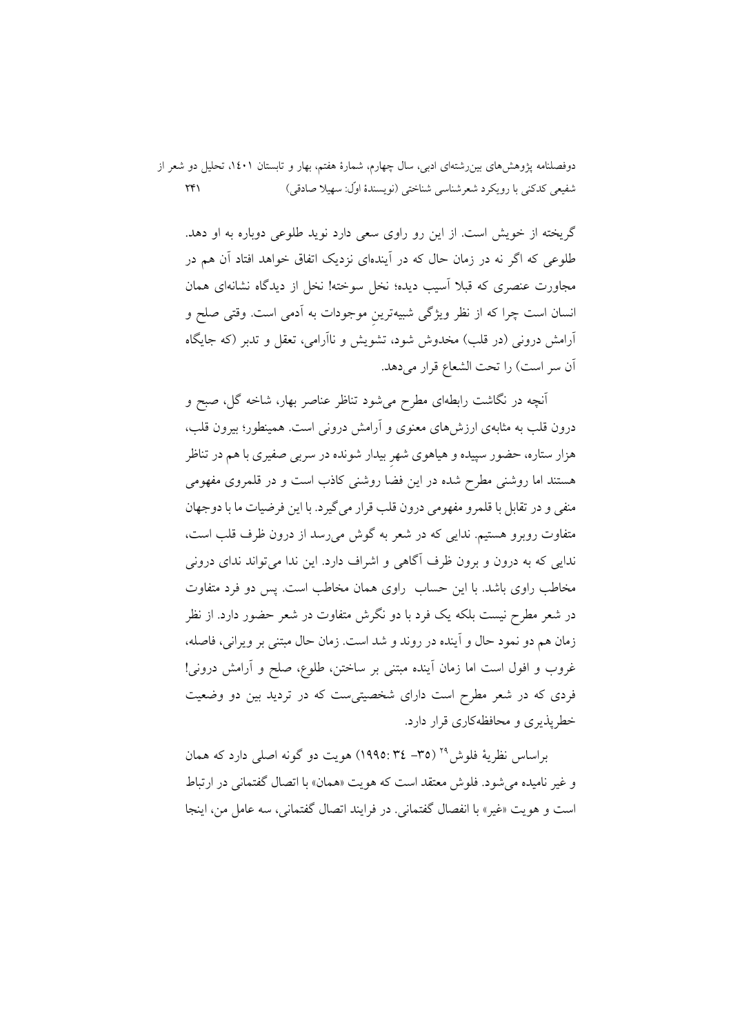گریخته از خویش است. از این رو راوی سعی دارد نوید طلوعی دوباره به او دهد. طلوعی که اگر نه در زمان حال که در آینده‌ای نزدیک اتفاق خواهد افتاد آن هم در مجاورت عنصری که قبلا آسیب دیده؛ نخل سوخته! نخل از دیدگاه نشانه‌ای همان انسان است چرا که از نظر ویژگی شبیه‌ترینِ موجودات به آدمی است. وقتی صلح و آرامش درونی (در قلب) مخدوش شود، تشویش و ناآرامی، تعقل و تدبر (که جایگاه آن سر است) را تحت الشعاع قرار می‌دهد.

آنچه در نگاشت رابطه‌ای مطرح می‌شود تناظر عناصر بهار، شاخه گل، صبح و درون قلب به مثابه‌ی ارزش‌های معنوی و آرامش درونی است. همینطور؛ بیرون قلب، هزار ستاره، حضور سپیده و هیاهوی شهرِ بیدار شونده در سربی صفیری با هم در تناظر هستند اما روشنی مطرح شده در این فضا روشنی کاذب است و در قلمروی مفهومی منفی و در تقابل با قلمرو مفهومی درون قلب قرار می‌گیرد. با این فرضیات ما با دوجهان متفاوت روبرو هستیم. ندایی که در شعر به گوش می‌رسد از درون ظرف قلب است، ندایی که به درون و برون ظرف آگاهی و اشراف دارد. این ندا می‌تواند ندای درونی مخاطب راوی باشد. با این حساب راوی همان مخاطب است. پس دو فرد متفاوت در شعر مطرح نیست بلکه یک فرد با دو نگرش متفاوت در شعر حضور دارد. از نظر زمان هم دو نمود حال و آینده در روند و شد است. زمان حال مبتنی بر ویرانی، فاصله، غروب و افول است اما زمان آینده مبتنی بر ساختن، طلوع، صلح و آرامش درونی! فردی که در شعر مطرح است دارای شخصیتی‌ست که در تردید بین دو وضعیت خطرپذیری و محافظه‌کاری قرار دارد.

براساس نظریهٔ فلوش[29] (۳۵- ۳٤ :۱۹۹٥) هویت دو گونه اصلی دارد که همان و غیر نامیده می‌شود. فلوش معتقد است که هویت «همان» با اتصال گفتمانی در ارتباط است و هویت «غیر» با انفصال گفتمانی. در فرایند اتصال گفتمانی، سه عامل من، اینجا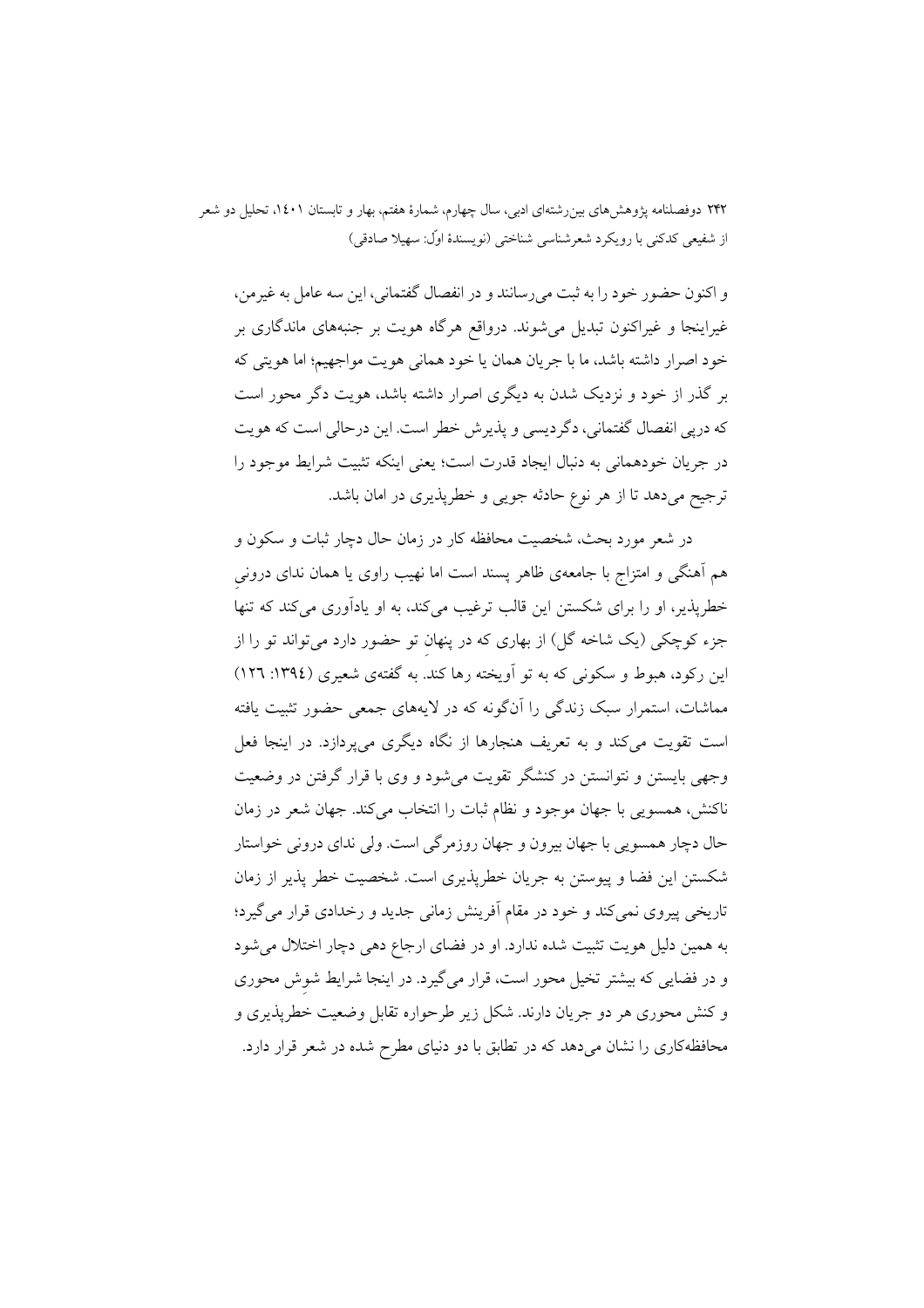و اکنون حضور خود را به ثبت می‌رسانند و در انفصال گفتمانی، این سه عامل به غیرمن، غیراینجا و غیراکنون تبدیل می‌شوند. درواقع هرگاه هویت بر جنبه‌های ماندگاری بر خود اصرار داشته باشد، ما با جریان همان یا خود همانی هویت مواجهیم؛ اما هویتی که بر گذر از خود و نزدیک شدن به دیگری اصرار داشته باشد، هویت دگر محور است که درپی انفصال گفتمانی، دگردیسی و پذیرش خطر است. این درحالی است که هویت در جریان خودهمانی به دنبال ایجاد قدرت است؛ یعنی اینکه تثبیت شرایط موجود را ترجیح می‌دهد تا از هر نوع حادثه جویی و خطرپذیری در امان باشد.

در شعر مورد بحث، شخصیت محافظه کار در زمان حال دچار ثبات و سکون و هم آهنگی و امتزاج با جامعه‌ی ظاهر پسند است اما نهیب راوی یا همان ندای درونیِ خطرپذیر، او را برای شکستن این قالب ترغیب می‌کند، به او یادآوری می‌کند که تنها جزء کوچکی (یک شاخه گل) از بهاری که در پنهانِ تو حضور دارد می‌تواند تو را از این رکود، هبوط و سکونی که به تو آویخته رها کند. به گفته‌ی شعیری (۱۳۹٤: ۱۲٦) مماشات، استمرار سبک زندگی را آن‌گونه که در لایه‌های جمعی حضور تثبیت یافته است تقویت می‌کند و به تعریف هنجارها از نگاه دیگری می‌پردازد. در اینجا فعل وجهی بایستن و نتوانستن در کنشگر تقویت می‌شود و وی با قرار گرفتن در وضعیت ناکنش، همسویی با جهان موجود و نظام ثبات را انتخاب می‌کند. جهان شعر در زمان حال دچار همسویی با جهان بیرون و جهان روزمرگی است. ولی ندای درونی خواستار شکستن این فضا و پیوستن به جریان خطرپذیری است. شخصیت خطر پذیر از زمان تاریخی پیروی نمی‌کند و خود در مقام آفرینش زمانی جدید و رخدادی قرار می‌گیرد؛ به همین دلیل هویت تثبیت شده ندارد. او در فضای ارجاع دهی دچار اختلال می‌شود و در فضایی که بیشتر تخیل محور است، قرار می‌گیرد. در اینجا شرایط شوِش محوری و کنش محوری هر دو جریان دارند. شکل زیر طرحواره تقابل وضعیت خطرپذیری و محافظه‌کاری را نشان می‌دهد که در تطابق با دو دنیای مطرح شده در شعر قرار دارد.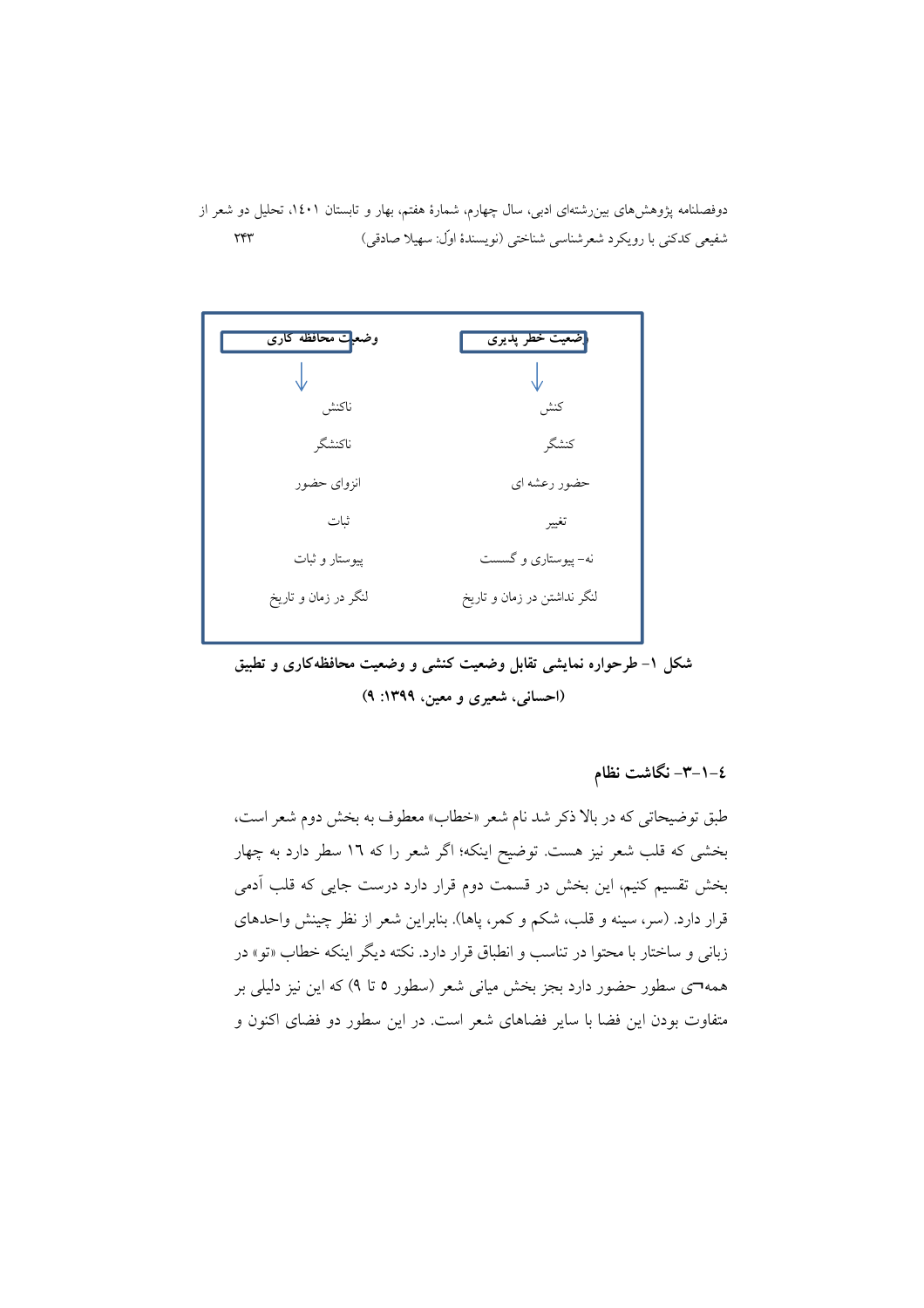| وضعیت خطر پذیری | وضعیت محافظه کاری |
| --- | --- |
| ↓ | ↓ |
| کنش | ناکنش |
| کنشگر | ناکنشگر |
| حضور رعشه ای | انزوای حضور |
| تغییر | ثبات |
| نه- پیوستاری و گسست | پیوستار و ثبات |
| لنگر نداشتن در زمان و تاریخ | لنگر در زمان و تاریخ |

**شکل ۱- طرحواره نمایشی تقابل وضعیت کنشی و وضعیت محافظه‌کاری و تطبیق (احسانی، شعیری و معین، ۱۳۹۹: ۹)**

#### ٤-۱-۳- نگاشت نظام

طبق توضیحاتی که در بالا ذکر شد نام شعر «خطاب» معطوف به بخش دوم شعر است، بخشی که قلب شعر نیز هست. توضیح اینکه؛ اگر شعر را که ۱٦ سطر دارد به چهار بخش تقسیم کنیم، این بخش در قسمت دوم قرار دارد درست جایی که قلب آدمی قرار دارد. (سر، سینه و قلب، شکم و کمر، پاها). بنابراین شعر از نظر چینش واحدهای زبانی و ساختار با محتوا در تناسب و انطباق قرار دارد. نکته دیگر اینکه خطاب «تو» در همه¬ی سطور حضور دارد بجز بخش میانی شعر (سطور ۵ تا ۹) که این نیز دلیلی بر متفاوت بودن این فضا با سایر فضاهای شعر است. در این سطور دو فضای اکنون و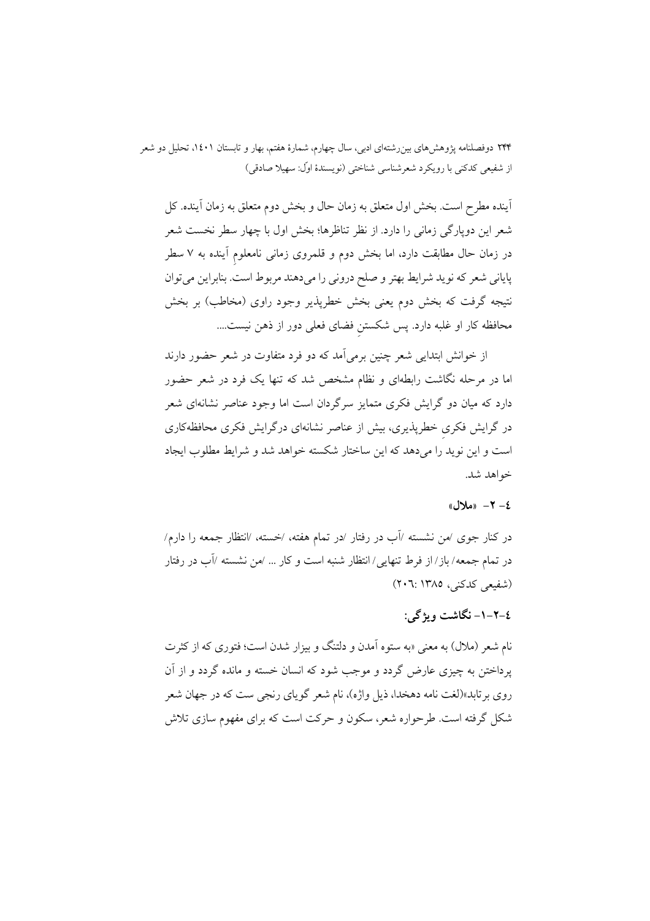آینده مطرح است. بخش اول متعلق به زمان حال و بخش دوم متعلق به زمان آینده. کل شعر این دوپارگی زمانی را دارد. از نظر تناظرها؛ بخش اول با چهار سطر نخست شعر در زمان حال مطابقت دارد، اما بخش دوم و قلمروی زمانی نامعلومِ آینده به ۷ سطر پایانی شعر که نوید شرایط بهتر و صلح درونی را می‌دهند مربوط است. بنابراین می‌توان نتیجه گرفت که بخش دوم یعنی بخش خطرپذیر وجود راوی (مخاطب) بر بخش محافظه کار او غلبه دارد. پس شکستنِ فضای فعلی دور از ذهن نیست....

از خوانش ابتدایی شعر چنین برمی‌آمد که دو فرد متفاوت در شعر حضور دارند اما در مرحله نگاشت رابطه‌ای و نظام مشخص شد که تنها یک فرد در شعر حضور دارد که میان دو گرایش فکری متمایز سرگردان است اما وجود عناصر نشانه‌ای شعر در گرایش فکریِ خطرپذیری، بیش از عناصر نشانه‌ای درگرایش فکری محافظه‌کاری است و این نوید را می‌دهد که این ساختار شکسته خواهد شد و شرایط مطلوب ایجاد خواهد شد.

### ٤- ٢- «ملال»

در کنار جوی /من نشسته /آب در رفتار /در تمام هفته، /خسته، /انتظار جمعه را دارم/ در تمام جمعه/ باز/ از فرط تنهایی/ انتظار شنبه است و کار ... /من نشسته /آب در رفتار (شفیعی کدکنی، ۱۳۸۵ :۲۰٦)

### ٤-٢-١- نگاشت ویژگی:

نام شعر (ملال) به معنی «به ستوه آمدن و دلتنگ و بیزار شدن است؛ فتوری که از کثرت پرداختن به چیزی عارض گردد و موجب شود که انسان خسته و مانده گردد و از آن روی برتابد»(لغت نامه دهخدا، ذیل واژه)، نام شعر گویای رنجی ست که در جهان شعر شکل گرفته است. طرحواره شعر، سکون و حرکت است که برای مفهوم سازی تلاش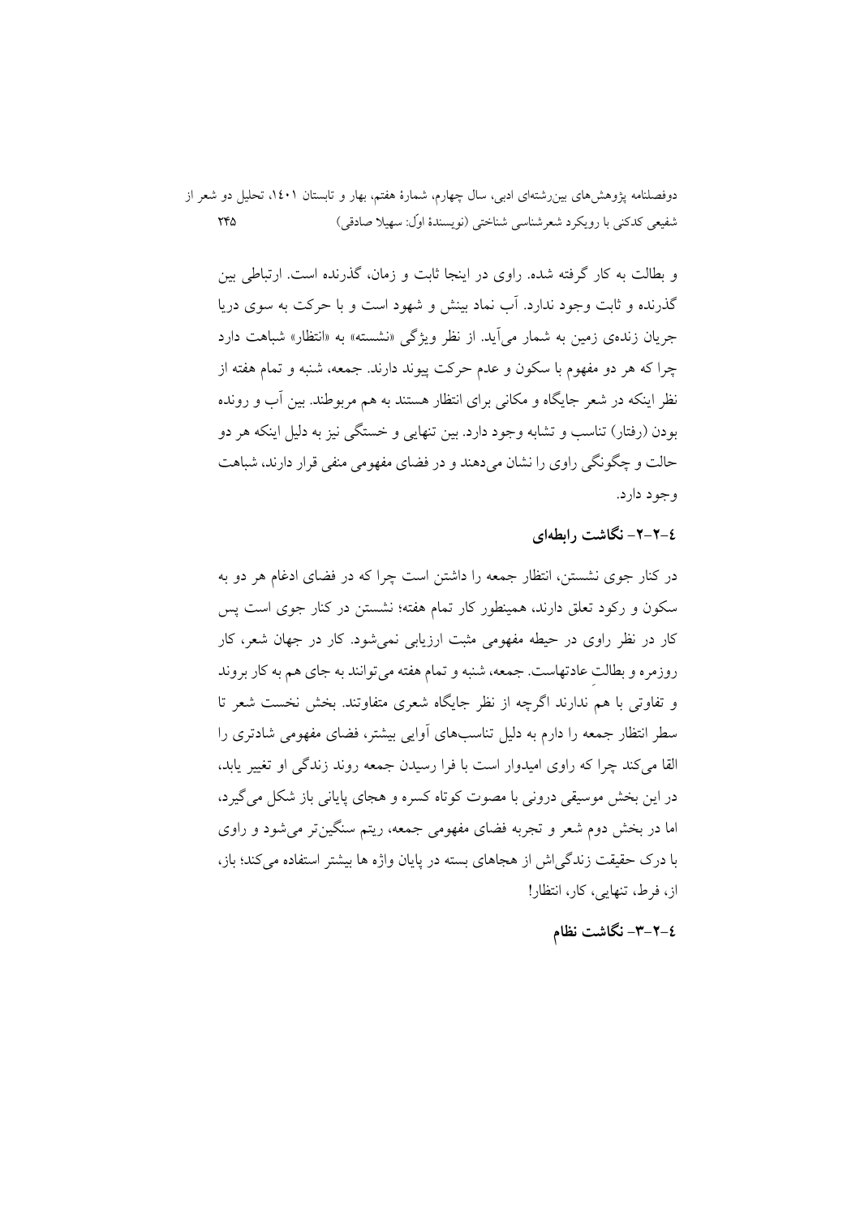و بطالت به کار گرفته شده. راوی در اینجا ثابت و زمان، گذرنده است. ارتباطی بین گذرنده و ثابت وجود ندارد. آب نماد بینش و شهود است و با حرکت به سوی دریا جریان زنده‌ی زمین به شمار می‌آید. از نظر ویژگی «نشسته» به «انتظار» شباهت دارد چرا که هر دو مفهوم با سکون و عدم حرکت پیوند دارند. جمعه، شنبه و تمام هفته از نظر اینکه در شعر جایگاه و مکانی برای انتظار هستند به هم مربوطند. بین آب و رونده بودن (رفتار) تناسب و تشابه وجود دارد. بین تنهایی و خستگی نیز به دلیل اینکه هر دو حالت و چگونگی راوی را نشان می‌دهند و در فضای مفهومی منفی قرار دارند، شباهت وجود دارد.

### ٤-٢-٢- نگاشت رابطه‌ای

در کنار جوی نشستن، انتظار جمعه را داشتن است چرا که در فضای ادغام هر دو به سکون و رکود تعلق دارند، همینطور کار تمام هفته؛ نشستن در کنار جوی است پس کار در نظر راوی در حیطه مفهومی مثبت ارزیابی نمی‌شود. کار در جهان شعر، کار روزمره و بطالتِ عادتهاست. جمعه، شنبه و تمام هفته می‌توانند به جای هم به کار بروند و تفاوتی با هم ندارند اگرچه از نظر جایگاه شعری متفاوتند. بخش نخست شعر تا سطر انتظار جمعه را دارم به دلیل تناسب‌های آوایی بیشتر، فضای مفهومی شادتری را القا می‌کند چرا که راوی امیدوار است با فرا رسیدن جمعه روند زندگی او تغییر یابد، در این بخش موسیقی درونی با مصوت کوتاه کسره و هجای پایانی باز شکل می‌گیرد، اما در بخش دوم شعر و تجربه فضای مفهومی جمعه، ریتم سنگین‌تر می‌شود و راوی با درک حقیقت زندگی‌اش از هجاهای بسته در پایان واژه ها بیشتر استفاده می‌کند؛ باز، از، فرط، تنهایی، کار، انتظار!

### ٤-٢-٣- نگاشت نظام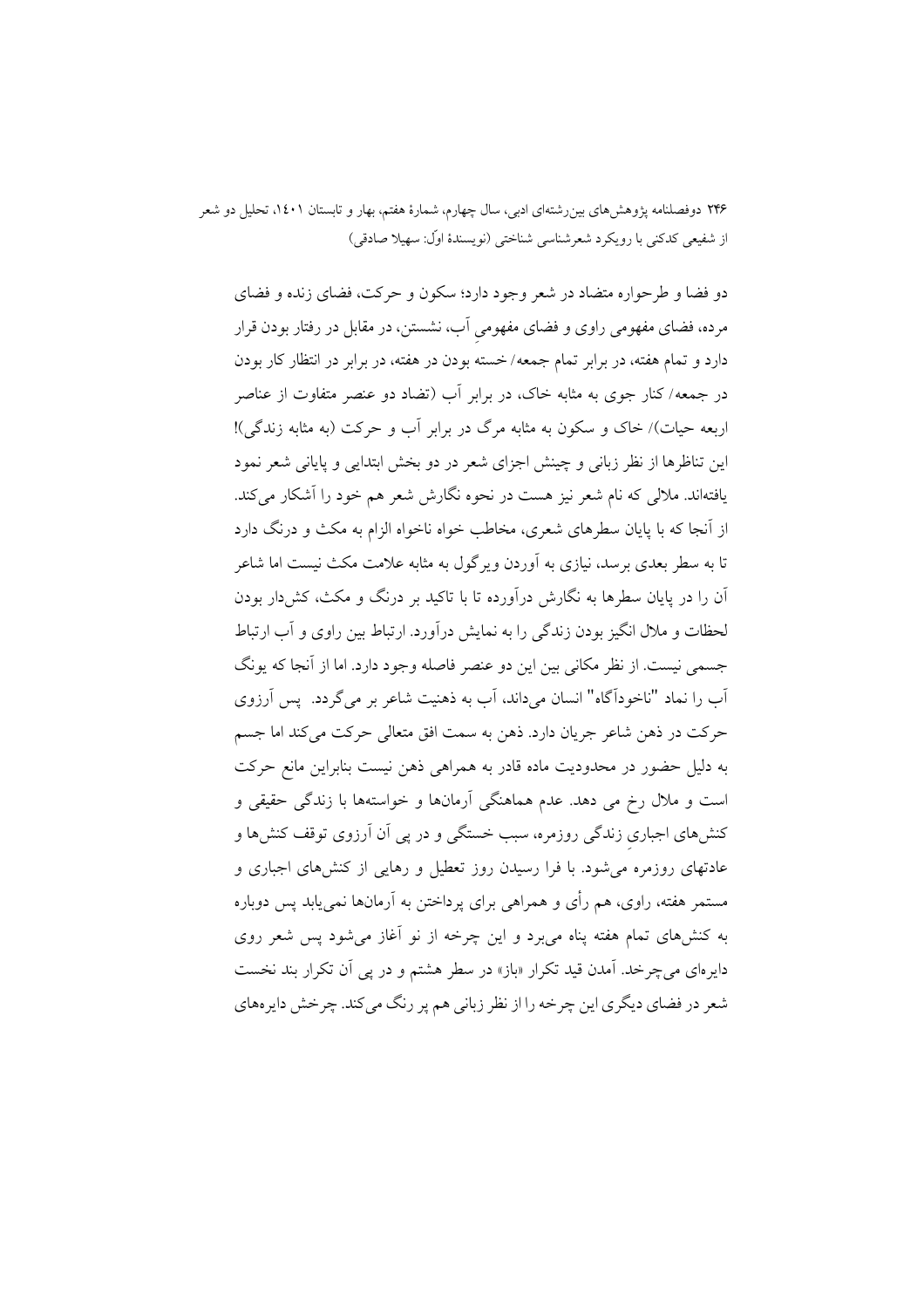دو فضا و طرحواره متضاد در شعر وجود دارد؛ سکون و حرکت، فضای زنده و فضای مرده، فضای مفهومی راوی و فضای مفهومیِ آب، نشستن، در مقابل در رفتار بودن قرار دارد و تمام هفته، در برابر تمام جمعه/ خسته بودن در هفته، در برابر در انتظار کار بودن در جمعه/ کنار جوی به مثابه خاک، در برابر آب (تضاد دو عنصر متفاوت از عناصر اربعه حیات)/ خاک و سکون به مثابه مرگ در برابر آب و حرکت (به مثابه زندگی)! این تناظرها از نظر زبانی و چینش اجزای شعر در دو بخش ابتدایی و پایانی شعر نمود یافته‌اند. ملالی که نام شعر نیز هست در نحوه نگارش شعر هم خود را آشکار می‌کند. از آنجا که با پایان سطرهای شعری، مخاطب خواه ناخواه الزام به مکث و درنگ دارد تا به سطر بعدی برسد، نیازی به آوردن ویرگول به مثابه علامت مکث نیست اما شاعر آن را در پایان سطرها به نگارش درآورده تا با تاکید بر درنگ و مکث، کش‌دار بودن لحظات و ملال انگیز بودن زندگی را به نمایش درآورد. ارتباط بین راوی و آب ارتباط جسمی نیست. از نظر مکانی بین این دو عنصر فاصله وجود دارد. اما از آنجا که یونگ آب را نماد "ناخودآگاه" انسان می‌داند، آب به ذهنیت شاعر بر می‌گردد. پس آرزوی حرکت در ذهن شاعر جریان دارد. ذهن به سمت افق متعالی حرکت می‌کند اما جسم به دلیل حضور در محدودیت ماده قادر به همراهی ذهن نیست بنابراین مانع حرکت است و ملال رخ می دهد. عدم هماهنگی آرمانها و خواسته‌ها با زندگی حقیقی و کنش‌های اجباریِ زندگی روزمره، سبب خستگی و در پی آن آرزوی توقف کنش‌ها و عادتهای روزمره می‌شود. با فرا رسیدن روز تعطیل و رهایی از کنش‌های اجباری و مستمر هفته، راوی، هم رأی و همراهی برای پرداختن به آرمانها نمی‌یابد پس دوباره به کنش‌های تمام هفته پناه می‌برد و این چرخه از نو آغاز می‌شود پس شعر روی دایره‌ای می‌چرخد. آمدن قید تکرار «باز» در سطر هشتم و در پی آن تکرار بند نخست شعر در فضای دیگری این چرخه را از نظر زبانی هم پر رنگ می‌کند. چرخش دایره‌های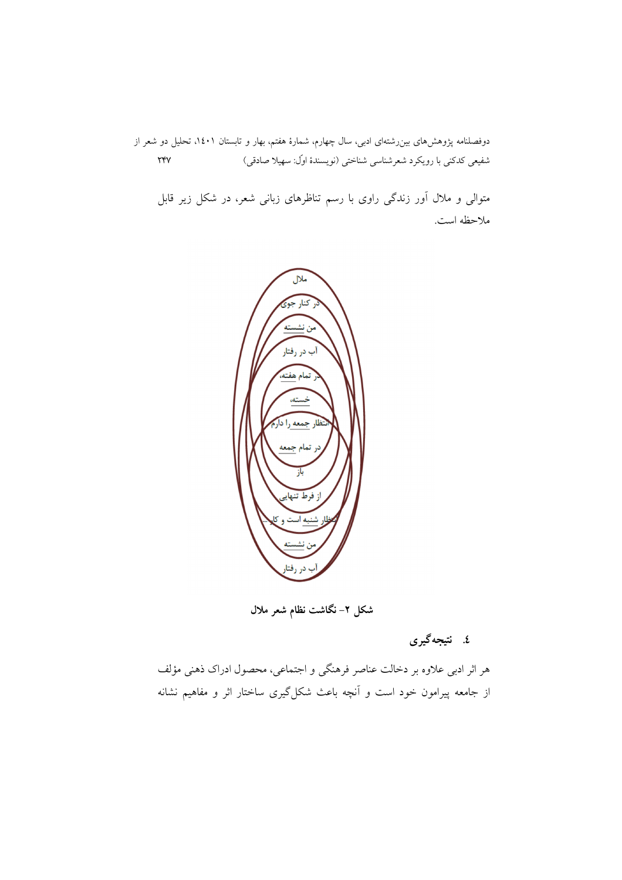متوالی و ملال آور زندگی راوی با رسم تناظرهای زبانی شعر، در شکل زیر قابل ملاحظه است.

ملال
در کنار جوی
من نشسته
آب در رفتار
در تمام هفته،
خسته،
انتظار جمعه را دارم
در تمام جمعه
باز
از فرط تنهایی
انتظار شنبه است و کار...
من نشسته
آب در رفتار

**شکل ۲- نگاشت نظام شعر ملال**

## ٤. نتیجه‌گیری

هر اثر ادبی علاوه بر دخالت عناصر فرهنگی و اجتماعی، محصول ادراک ذهنی مؤلف از جامعه پیرامون خود است و آنچه باعث شکل‌گیری ساختار اثر و مفاهیم نشانه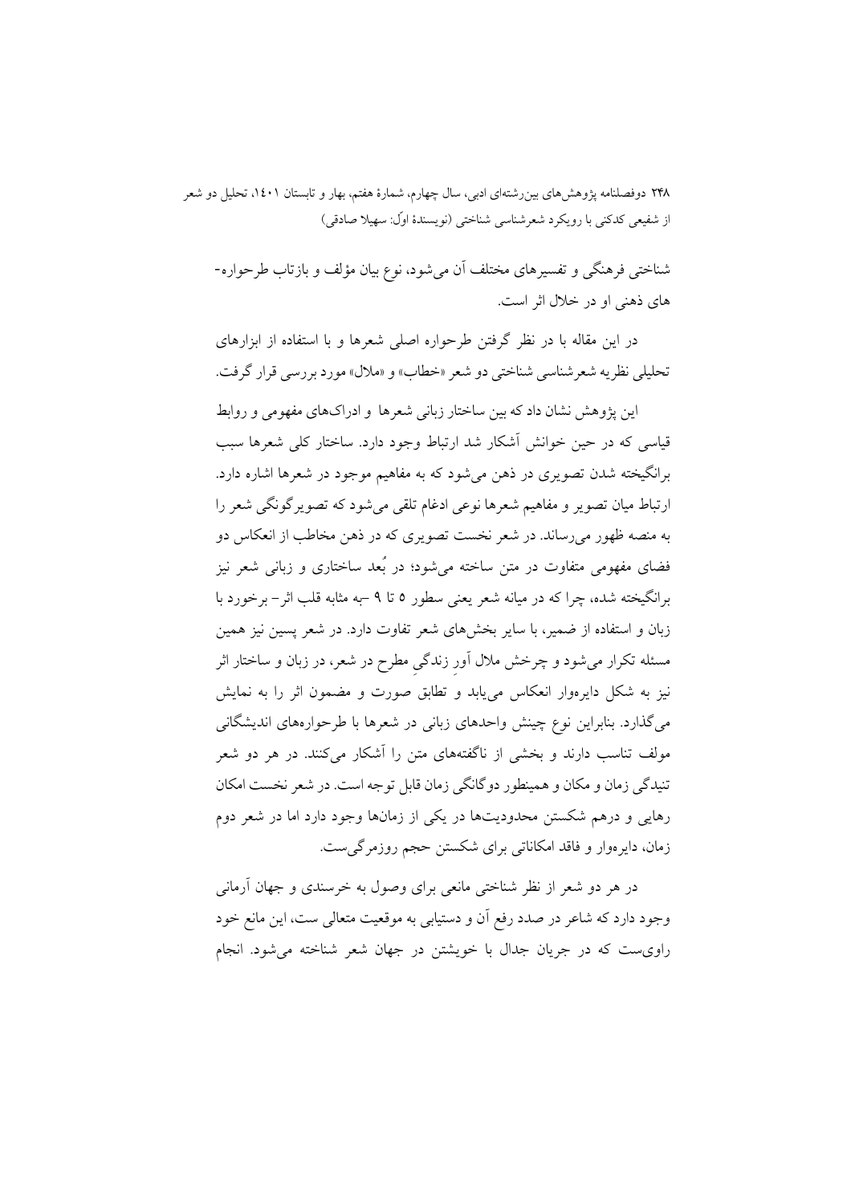شناختی فرهنگی و تفسیرهای مختلف آن می‌شود، نوع بیان مؤلف و بازتاب طرحواره-های ذهنی او در خلال اثر است.

در این مقاله با در نظر گرفتن طرحواره اصلی شعرها و با استفاده از ابزارهای تحلیلی نظریه شعرشناسی شناختی دو شعر «خطاب» و «ملال» مورد بررسی قرار گرفت.

این پژوهش نشان داد که بین ساختار زبانی شعرها و ادراک‌های مفهومی و روابط قیاسی که در حین خوانش آشکار شد ارتباط وجود دارد. ساختار کلی شعرها سبب برانگیخته شدن تصویری در ذهن می‌شود که به مفاهیم موجود در شعرها اشاره دارد. ارتباط میان تصویر و مفاهیم شعرها نوعی ادغام تلقی می‌شود که تصویرگونگی شعر را به منصه ظهور می‌رساند. در شعر نخست تصویری که در ذهن مخاطب از انعکاس دو فضای مفهومی متفاوت در متن ساخته می‌شود؛ در بُعد ساختاری و زبانی شعر نیز برانگیخته شده، چرا که در میانه شعر یعنی سطور ۵ تا ۹ -به مثابه قلب اثر- برخورد با زبان و استفاده از ضمیر، با سایر بخش‌های شعر تفاوت دارد. در شعر پسین نیز همین مسئله تکرار می‌شود و چرخش ملال آورِ زندگیِ مطرح در شعر، در زبان و ساختار اثر نیز به شکل دایره‌وار انعکاس می‌یابد و تطابق صورت و مضمون اثر را به نمایش می‌گذارد. بنابراین نوع چینش واحدهای زبانی در شعرها با طرحواره‌های اندیشگانی مولف تناسب دارند و بخشی از ناگفته‌های متن را آشکار می‌کنند. در هر دو شعر تنیدگی زمان و مکان و همینطور دوگانگی زمان قابل توجه است. در شعر نخست امکان رهایی و درهم شکستن محدودیت‌ها در یکی از زمان‌ها وجود دارد اما در شعر دوم زمان، دایره‌وار و فاقد امکاناتی برای شکستن حجم روزمرگی‌ست.

در هر دو شعر از نظر شناختی مانعی برای وصول به خرسندی و جهان آرمانی وجود دارد که شاعر در صدد رفع آن و دستیابی به موقعیت متعالی ست، این مانع خود راوی‌ست که در جریان جدال با خویشتن در جهان شعر شناخته می‌شود. انجام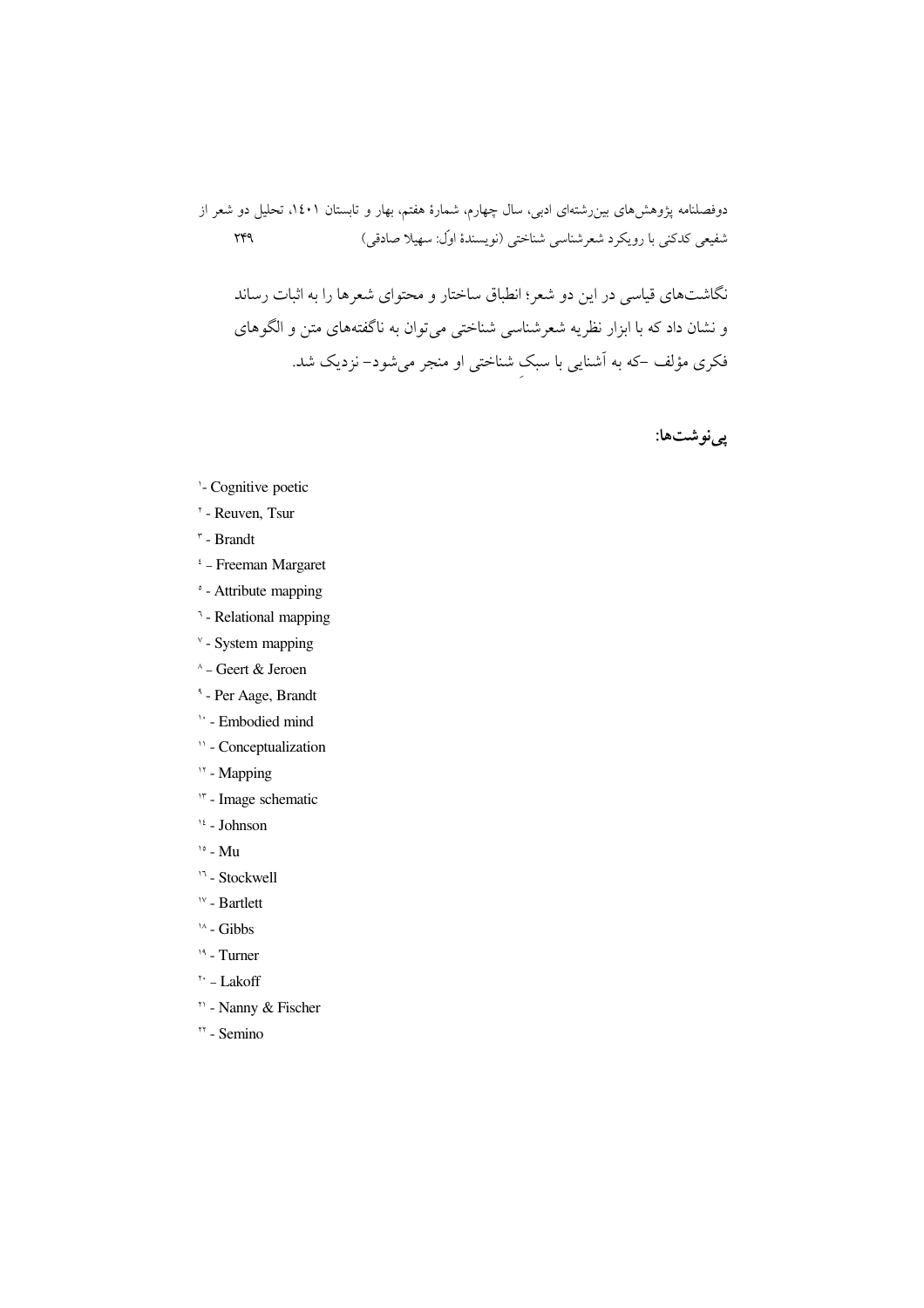نگاشت‌های قیاسی در این دو شعر؛ انطباق ساختار و محتوای شعرها را به اثبات رساند و نشان داد که با ابزار نظریه شعرشناسی شناختی می‌توان به ناگفته‌های متن و الگوهای فکری مؤلف –که به آشنایی با سبکِ شناختی او منجر می‌شود– نزدیک شد.

**پی‌نوشت‌ها:**

١- Cognitive poetic
٢ - Reuven, Tsur
٣ - Brandt
٤ – Freeman Margaret
٥ - Attribute mapping
٦ - Relational mapping
٧ - System mapping
٨ – Geert & Jeroen
٩ - Per Aage, Brandt
١٠ - Embodied mind
١١ - Conceptualization
١٢ - Mapping
١٣ - Image schematic
١٤ - Johnson
١٥ - Mu
١٦ - Stockwell
١٧ - Bartlett
١٨ - Gibbs
١٩ - Turner
٢٠ – Lakoff
٢١ - Nanny & Fischer
٢٢ - Semino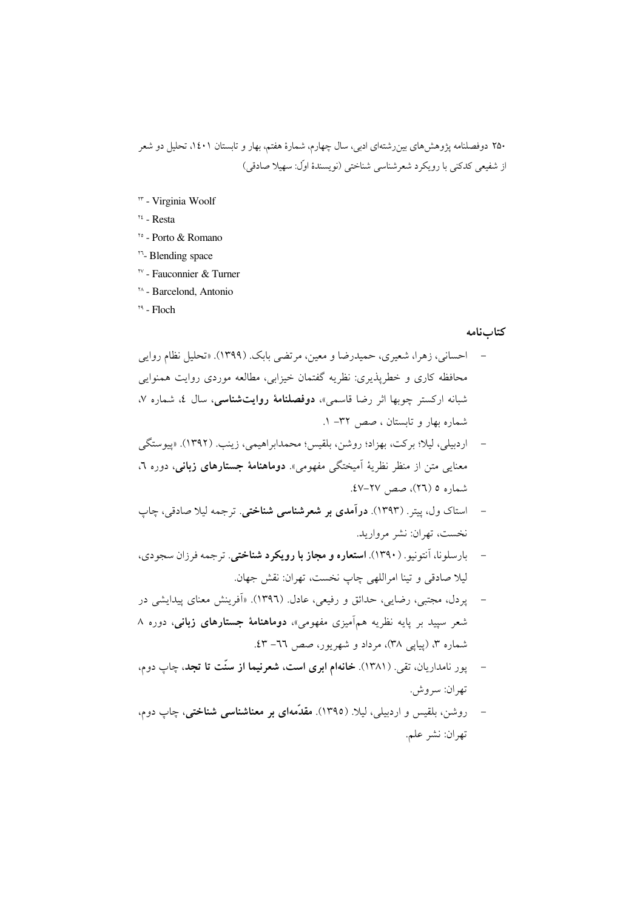[23] - Virginia Woolf

[24] - Resta

[25] - Porto & Romano

[26] - Blending space

[27] - Fauconnier & Turner

[28] - Barcelond, Antonio

[29] - Floch

## کتاب‌نامه

- احسانی، زهرا، شعیری، حمیدرضا و معین، مرتضی بابک. (۱۳۹۹). «تحلیل نظام روایی محافظه کاری و خطرپذیری: نظریه گفتمان خیزابی، مطالعه موردی روایت همنوایی شبانه ارکستر چوبها اثر رضا قاسمی»، **دوفصلنامهٔ روایت‌شناسی**، سال ٤، شماره ۷، شماره بهار و تابستان ، صص ۳۲- ۱.
- اردبیلی، لیلا؛ برکت، بهزاد؛ روشن، بلقیس؛ محمدابراهیمی، زینب. (۱۳۹۲). «پیوستگی معنایی متن از منظر نظریهٔ آمیختگی مفهومی». **دوماهنامهٔ جستارهای زبانی**، دوره ٦، شماره ٥ (٢٦)، صص ٢٧-٤٧.
- استاک ول، پیتر. (۱۳۹۳). **درآمدی بر شعرشناسی شناختی**. ترجمه لیلا صادقی، چاپ نخست، تهران: نشر مروارید.
- بارسلونا، آنتونیو. (۱۳۹۰). **استعاره و مجاز با رویکرد شناختی**. ترجمه فرزان سجودی، لیلا صادقی و تینا امراللهی چاپ نخست، تهران: نقش جهان.
- پردل، مجتبی، رضایی، حدائق و رفیعی، عادل. (۱۳۹٦). «آفرینش معنای پیدایشی در شعر سپید بر پایه نظریه هم‌آمیزی مفهومی»، **دوماهنامهٔ جستارهای زبانی**، دوره ۸ شماره ۳، (پیاپی ۳۸)، مرداد و شهریور، صص ٦٦- ٤٣.
- پور نامداریان، تقی. (۱۳۸۱). **خانه‌ام ابری است، شعرنیما از سنّت تا تجد**، چاپ دوم، تهران: سروش.
- روشن، بلقیس و اردبیلی، لیلا. (۱۳۹٥). **مقدّمه‌ای بر معناشناسی شناختی**، چاپ دوم، تهران: نشر علم.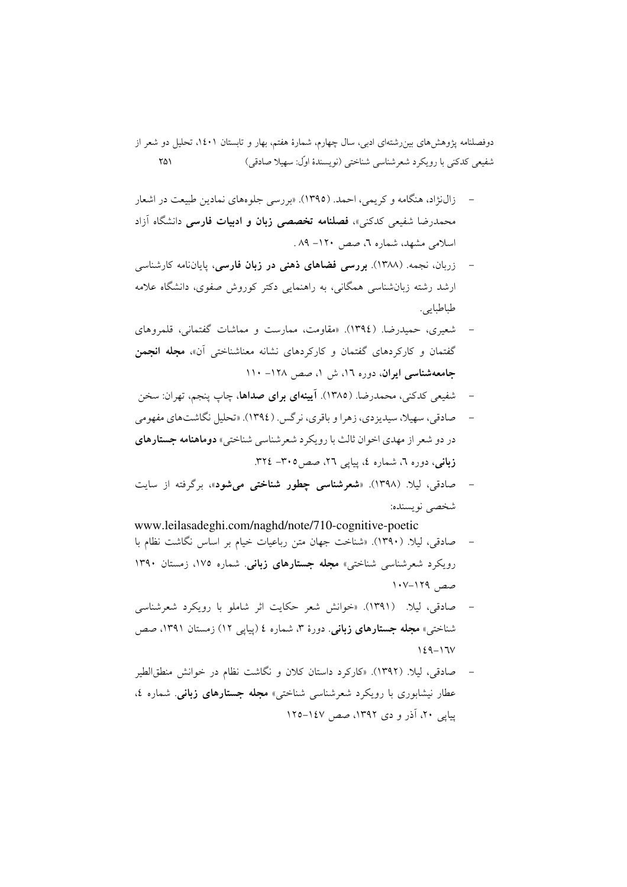- زال‌نژاد، هنگامه و کریمی، احمد. (۱۳۹۵). «بررسی جلوه‌های نمادین طبیعت در اشعار محمدرضا شفیعی کدکنی»، **فصلنامه تخصصی زبان و ادبیات فارسی** دانشگاه آزاد اسلامی مشهد، شماره ٦، صص ۱۲۰- ۸۹ .
- زربان، نجمه. (۱۳۸۸). **بررسی فضاهای ذهنی در زبان فارسی**، پایان‌نامه کارشناسی ارشد رشته زبان‌شناسی همگانی، به راهنمایی دکتر کوروش صفوی، دانشگاه علامه طباطبایی.
- شعیری، حمیدرضا. (۱۳۹٤). «مقاومت، ممارست و مماشات گفتمانی، قلمروهای گفتمان و کارکردهای گفتمان و کارکردهای نشانه معناشناختی آن»، **مجله انجمن جامعه‌شناسی ایران**، دوره ۱٦، ش ۱، صص ۱۲۸- ۱۱۰
- شفیعی کدکنی، محمدرضا. (۱۳۸٥). **آیینه‌ای برای صداها**، چاپ پنجم، تهران: سخن
- صادقی، سهیلا، سیدیزدی، زهرا و باقری، نرگس. (۱۳۹٤). «تحلیل نگاشت‌های مفهومی در دو شعر از مهدی اخوان ثالث با رویکرد شعرشناسی شناختی» **دوماهنامه جستارهای زبانی**، دوره ٦، شماره ٤، پیاپی ۲٦، صص۳۰٥- ۳۲٤.
- صادقی، لیلا. (۱۳۹۸). «**شعرشناسی چطور شناختی می‌شود**»، برگرفته از سایت شخصی نویسنده:
www.leilasadeghi.com/naghd/note/710-cognitive-poetic
- صادقی، لیلا. (۱۳۹۰). «شناخت جهان متن رباعیات خیام بر اساس نگاشت نظام با رویکرد شعرشناسی شناختی» **مجله جستارهای زبانی**. شماره ۱۷٥، زمستان ۱۳۹۰ صص ۱۲۹-۱۰۷
- صادقی، لیلا. (۱۳۹۱). «خوانش شعر حکایت اثر شاملو با رویکرد شعرشناسی شناختی» **مجله جستارهای زبانی**. دورهٔ ۳، شماره ٤ (پیاپی ۱۲) زمستان ۱۳۹۱، صص ۱٤۹-۱٦۷
- صادقی، لیلا. (۱۳۹۲). «کارکرد داستان کلان و نگاشت نظام در خوانش منطق‌الطیر عطار نیشابوری با رویکرد شعرشناسی شناختی» **مجله جستارهای زبانی**. شماره ٤، پیاپی ۲۰، آذر و دی ۱۳۹۲، صص ۱٤۷-۱۲٥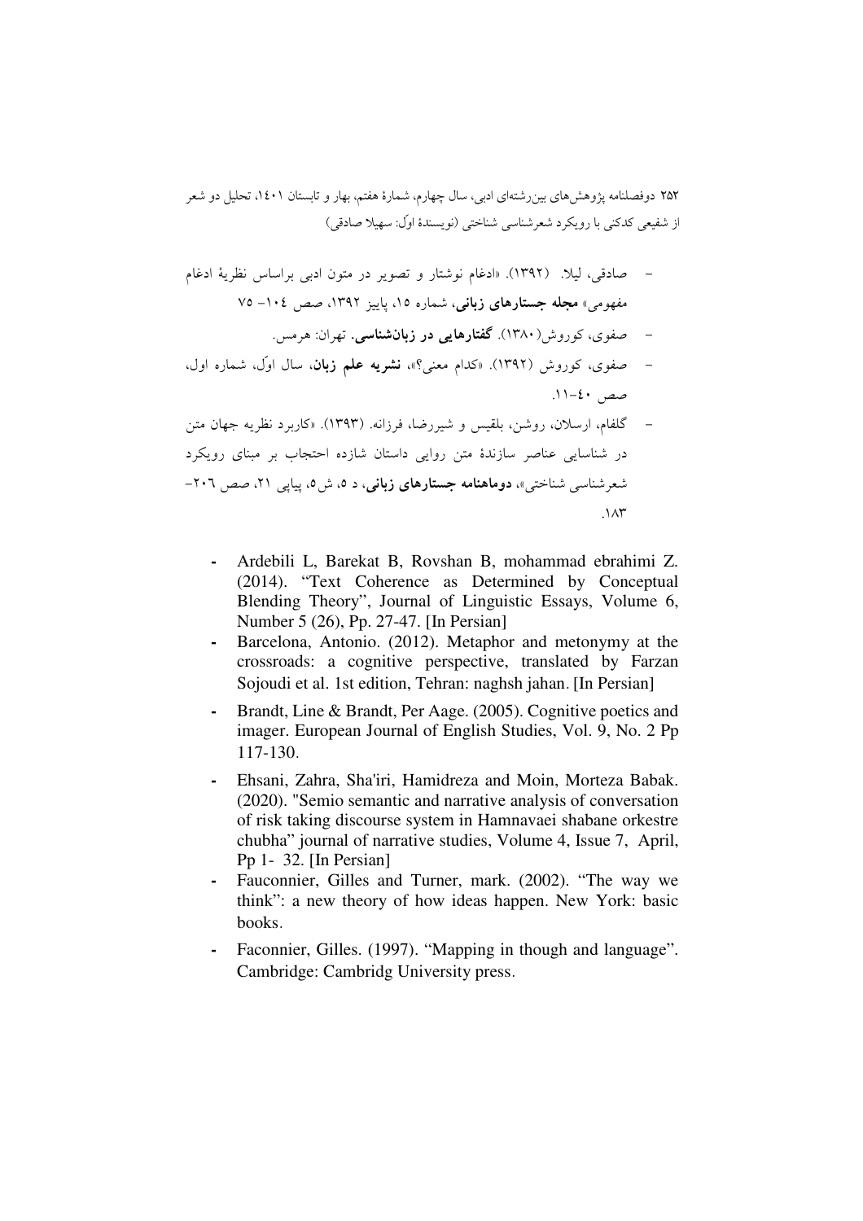- صادقی، لیلا. (۱۳۹۲). «ادغام نوشتار و تصویر در متون ادبی براساس نظریهٔ ادغام مفهومی» **مجله جستارهای زبانی**، شماره ۱۵، پاییز ۱۳۹۲، صص ۱۰۴- ۷۵
- صفوی، کوروش(۱۳۸۰). **گفتارهایی در زبان‌شناسی**. تهران: هرمس.
- صفوی، کوروش (۱۳۹۲). «کدام معنی؟»، **نشریه علم زبان**، سال اوّل، شماره اول، صص ۴۰-۱۱.
- گلفام، ارسلان، روشن، بلقیس و شیررضا، فرزانه. (۱۳۹۳). «کاربرد نظریه جهان متن در شناسایی عناصر سازندهٔ متن روایی داستان شازده احتجاب بر مبنای رویکرد شعرشناسی شناختی»، **دوماهنامه جستارهای زبانی**، د ۵، ش۵، پیاپی ۲۱، صص ۲۰۶-۱۸۳.

- Ardebili L, Barekat B, Rovshan B, mohammad ebrahimi Z. (2014). "Text Coherence as Determined by Conceptual Blending Theory", Journal of Linguistic Essays, Volume 6, Number 5 (26), Pp. 27-47. [In Persian]
- Barcelona, Antonio. (2012). Metaphor and metonymy at the crossroads: a cognitive perspective, translated by Farzan Sojoudi et al. 1st edition, Tehran: naghsh jahan. [In Persian]
- Brandt, Line & Brandt, Per Aage. (2005). Cognitive poetics and imager. European Journal of English Studies, Vol. 9, No. 2 Pp 117-130.
- Ehsani, Zahra, Sha'iri, Hamidreza and Moin, Morteza Babak. (2020). "Semio semantic and narrative analysis of conversation of risk taking discourse system in Hamnavaei shabane orkestre chubha" journal of narrative studies, Volume 4, Issue 7, April, Pp 1- 32. [In Persian]
- Fauconnier, Gilles and Turner, mark. (2002). "The way we think": a new theory of how ideas happen. New York: basic books.
- Faconnier, Gilles. (1997). "Mapping in though and language". Cambridge: Cambridg University press.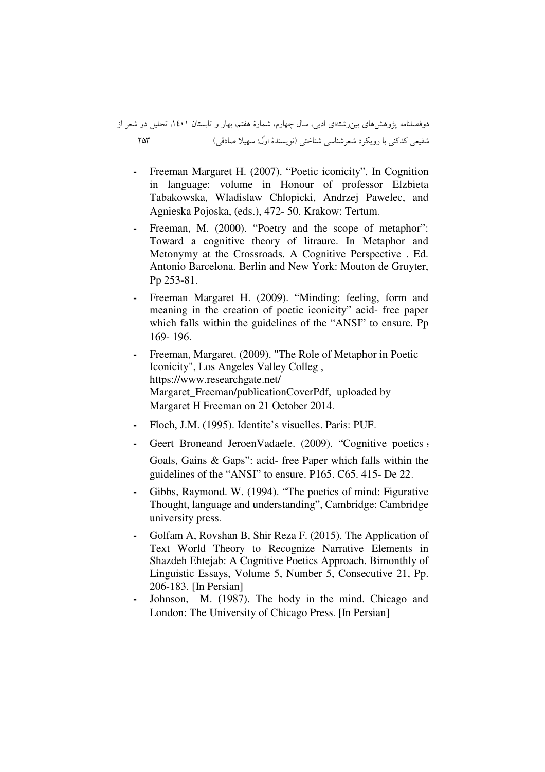- Freeman Margaret H. (2007). "Poetic iconicity". In Cognition in language: volume in Honour of professor Elzbieta Tabakowska, Wladislaw Chlopicki, Andrzej Pawelec, and Agnieska Pojoska, (eds.), 472- 50. Krakow: Tertum.
- Freeman, M. (2000). "Poetry and the scope of metaphor": Toward a cognitive theory of litraure. In Metaphor and Metonymy at the Crossroads. A Cognitive Perspective . Ed. Antonio Barcelona. Berlin and New York: Mouton de Gruyter, Pp 253-81.
- Freeman Margaret H. (2009). "Minding: feeling, form and meaning in the creation of poetic iconicity" acid- free paper which falls within the guidelines of the "ANSI" to ensure. Pp 169- 196.
- Freeman, Margaret. (2009). "The Role of Metaphor in Poetic Iconicity", Los Angeles Valley Colleg , https://www.researchgate.net/ Margaret_Freeman/publicationCoverPdf, uploaded by Margaret H Freeman on 21 October 2014.
- Floch, J.M. (1995). Identite's visuelles. Paris: PUF.
- Geert Broneand JeroenVadaele. (2009). "Cognitive poetics ؛ Goals, Gains & Gaps": acid- free Paper which falls within the guidelines of the "ANSI" to ensure. P165. C65. 415- De 22.
- Gibbs, Raymond. W. (1994). "The poetics of mind: Figurative Thought, language and understanding", Cambridge: Cambridge university press.
- Golfam A, Rovshan B, Shir Reza F. (2015). The Application of Text World Theory to Recognize Narrative Elements in Shazdeh Ehtejab: A Cognitive Poetics Approach. Bimonthly of Linguistic Essays, Volume 5, Number 5, Consecutive 21, Pp. 206-183. [In Persian]
- Johnson, M. (1987). The body in the mind. Chicago and London: The University of Chicago Press. [In Persian]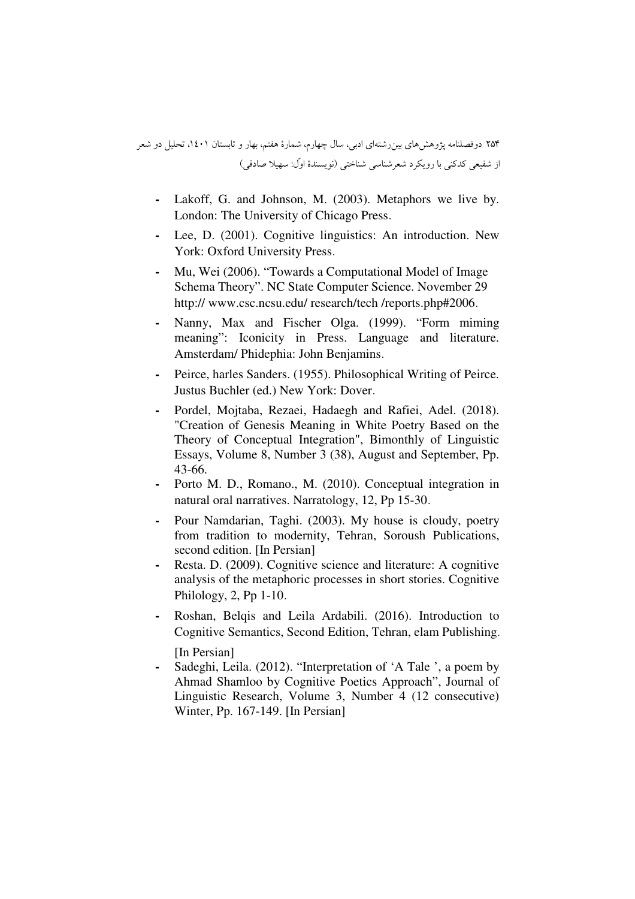- Lakoff, G. and Johnson, M. (2003). Metaphors we live by. London: The University of Chicago Press.
- Lee, D. (2001). Cognitive linguistics: An introduction. New York: Oxford University Press.
- Mu, Wei (2006). "Towards a Computational Model of Image Schema Theory". NC State Computer Science. November 29 http:// www.csc.ncsu.edu/ research/tech /reports.php#2006.
- Nanny, Max and Fischer Olga. (1999). "Form miming meaning": Iconicity in Press. Language and literature. Amsterdam/ Phidephia: John Benjamins.
- Peirce, harles Sanders. (1955). Philosophical Writing of Peirce. Justus Buchler (ed.) New York: Dover.
- Pordel, Mojtaba, Rezaei, Hadaegh and Rafiei, Adel. (2018). "Creation of Genesis Meaning in White Poetry Based on the Theory of Conceptual Integration", Bimonthly of Linguistic Essays, Volume 8, Number 3 (38), August and September, Pp. 43-66.
- Porto M. D., Romano., M. (2010). Conceptual integration in natural oral narratives. Narratology, 12, Pp 15-30.
- Pour Namdarian, Taghi. (2003). My house is cloudy, poetry from tradition to modernity, Tehran, Soroush Publications, second edition. [In Persian]
- Resta. D. (2009). Cognitive science and literature: A cognitive analysis of the metaphoric processes in short stories. Cognitive Philology, 2, Pp 1-10.
- Roshan, Belqis and Leila Ardabili. (2016). Introduction to Cognitive Semantics, Second Edition, Tehran, elam Publishing. [In Persian]
- Sadeghi, Leila. (2012). "Interpretation of 'A Tale ', a poem by Ahmad Shamloo by Cognitive Poetics Approach", Journal of Linguistic Research, Volume 3, Number 4 (12 consecutive) Winter, Pp. 167-149. [In Persian]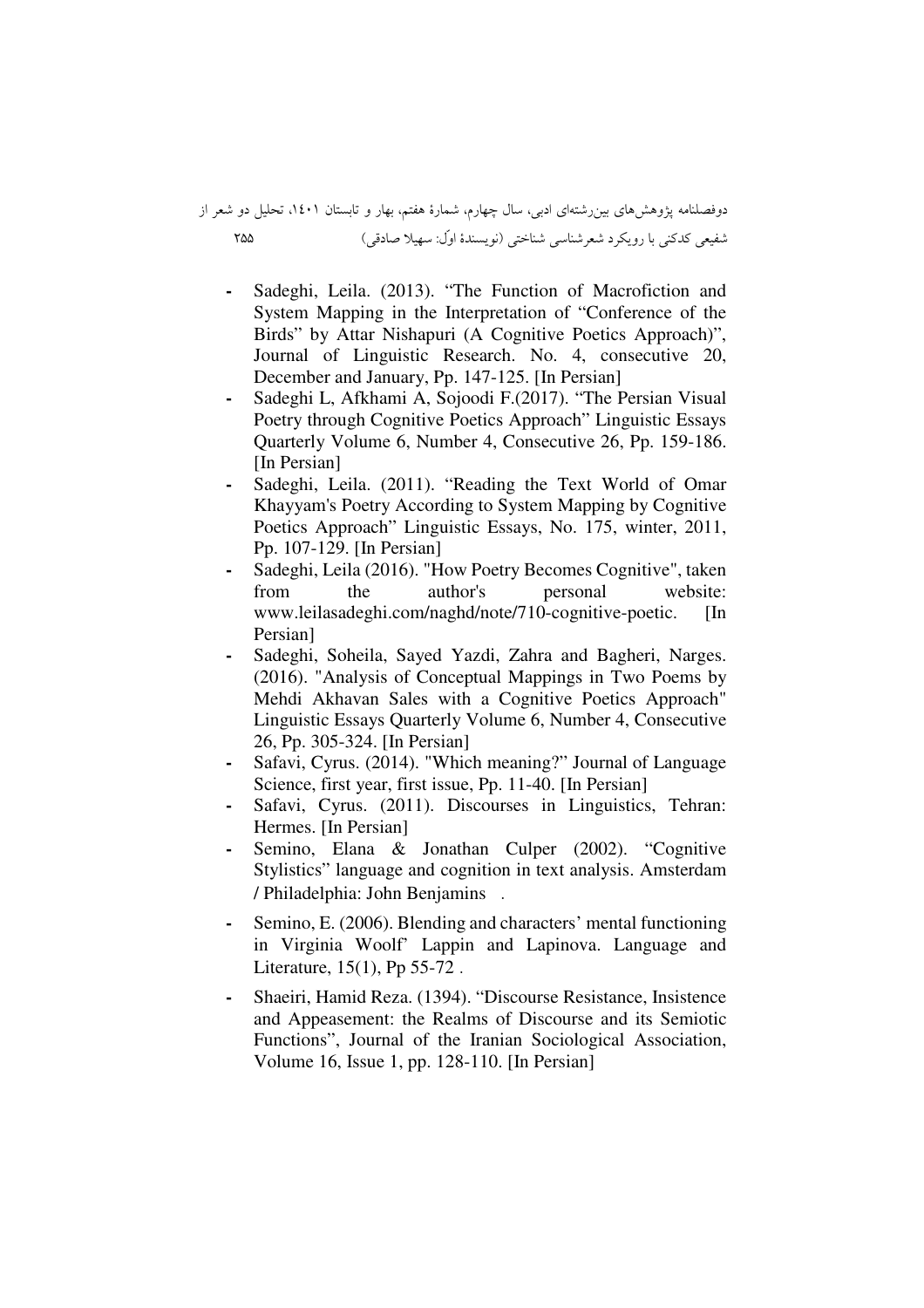- Sadeghi, Leila. (2013). “The Function of Macrofiction and System Mapping in the Interpretation of “Conference of the Birds” by Attar Nishapuri (A Cognitive Poetics Approach)”, Journal of Linguistic Research. No. 4, consecutive 20, December and January, Pp. 147-125. [In Persian]
- Sadeghi L, Afkhami A, Sojoodi F.(2017). “The Persian Visual Poetry through Cognitive Poetics Approach” Linguistic Essays Quarterly Volume 6, Number 4, Consecutive 26, Pp. 159-186. [In Persian]
- Sadeghi, Leila. (2011). “Reading the Text World of Omar Khayyam's Poetry According to System Mapping by Cognitive Poetics Approach” Linguistic Essays, No. 175, winter, 2011, Pp. 107-129. [In Persian]
- Sadeghi, Leila (2016). "How Poetry Becomes Cognitive", taken from the author's personal website: www.leilasadeghi.com/naghd/note/710-cognitive-poetic. [In Persian]
- Sadeghi, Soheila, Sayed Yazdi, Zahra and Bagheri, Narges. (2016). "Analysis of Conceptual Mappings in Two Poems by Mehdi Akhavan Sales with a Cognitive Poetics Approach" Linguistic Essays Quarterly Volume 6, Number 4, Consecutive 26, Pp. 305-324. [In Persian]
- Safavi, Cyrus. (2014). "Which meaning?" Journal of Language Science, first year, first issue, Pp. 11-40. [In Persian]
- Safavi, Cyrus. (2011). Discourses in Linguistics, Tehran: Hermes. [In Persian]
- Semino, Elana & Jonathan Culper (2002). “Cognitive Stylistics” language and cognition in text analysis. Amsterdam / Philadelphia: John Benjamins .
- Semino, E. (2006). Blending and characters’ mental functioning in Virginia Woolf’ Lappin and Lapinova. Language and Literature, 15(1), Pp 55-72 .
- Shaeiri, Hamid Reza. (1394). “Discourse Resistance, Insistence and Appeasement: the Realms of Discourse and its Semiotic Functions”, Journal of the Iranian Sociological Association, Volume 16, Issue 1, pp. 128-110. [In Persian]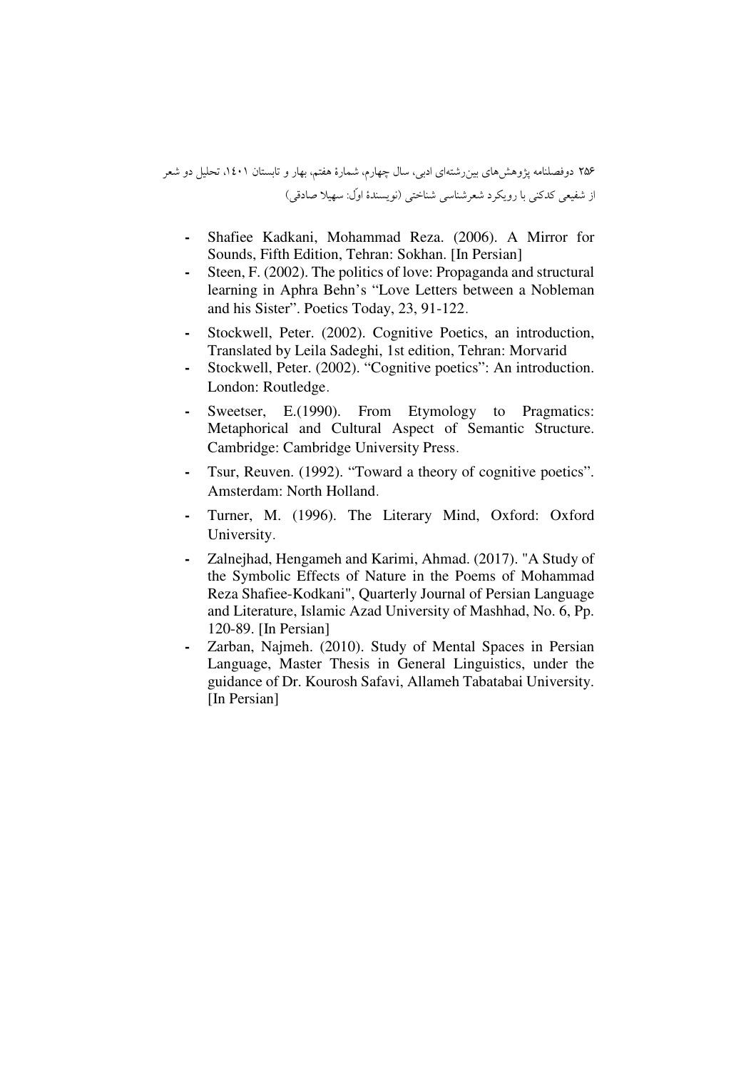- Shafiee Kadkani, Mohammad Reza. (2006). A Mirror for Sounds, Fifth Edition, Tehran: Sokhan. [In Persian]
- Steen, F. (2002). The politics of love: Propaganda and structural learning in Aphra Behn's "Love Letters between a Nobleman and his Sister". Poetics Today, 23, 91-122.
- Stockwell, Peter. (2002). Cognitive Poetics, an introduction, Translated by Leila Sadeghi, 1st edition, Tehran: Morvarid
- Stockwell, Peter. (2002). "Cognitive poetics": An introduction. London: Routledge.
- Sweetser, E.(1990). From Etymology to Pragmatics: Metaphorical and Cultural Aspect of Semantic Structure. Cambridge: Cambridge University Press.
- Tsur, Reuven. (1992). "Toward a theory of cognitive poetics". Amsterdam: North Holland.
- Turner, M. (1996). The Literary Mind, Oxford: Oxford University.
- Zalnejhad, Hengameh and Karimi, Ahmad. (2017). "A Study of the Symbolic Effects of Nature in the Poems of Mohammad Reza Shafiee-Kodkani", Quarterly Journal of Persian Language and Literature, Islamic Azad University of Mashhad, No. 6, Pp. 120-89. [In Persian]
- Zarban, Najmeh. (2010). Study of Mental Spaces in Persian Language, Master Thesis in General Linguistics, under the guidance of Dr. Kourosh Safavi, Allameh Tabatabai University. [In Persian]